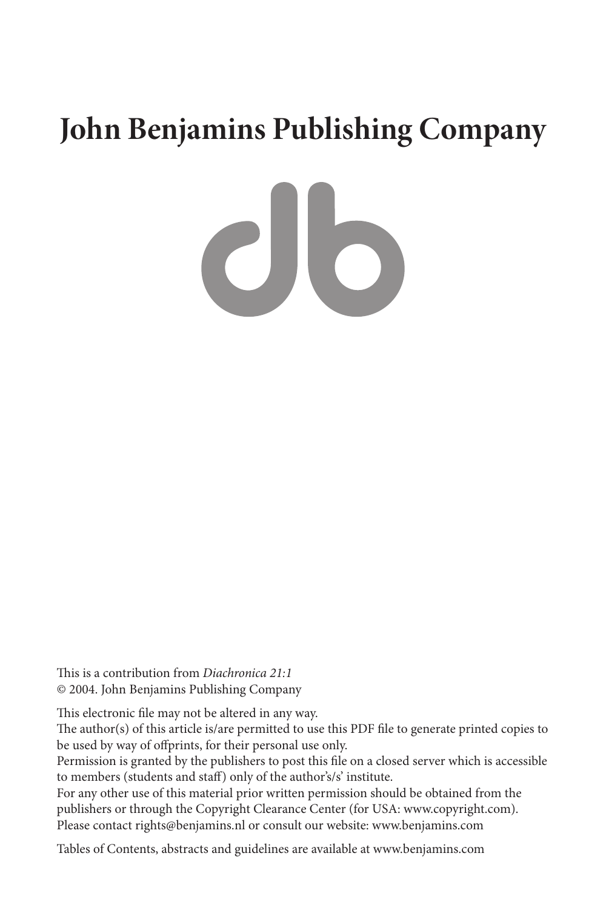# John Benjamins Publishing Company

This is a contribution from *Diachronica 21:1*
© 2004. John Benjamins Publishing Company

This electronic file may not be altered in any way.
The author(s) of this article is/are permitted to use this PDF file to generate printed copies to be used by way of offprints, for their personal use only.
Permission is granted by the publishers to post this file on a closed server which is accessible to members (students and staff) only of the author's/s' institute.
For any other use of this material prior written permission should be obtained from the publishers or through the Copyright Clearance Center (for USA: www.copyright.com).
Please contact rights@benjamins.nl or consult our website: www.benjamins.com

Tables of Contents, abstracts and guidelines are available at www.benjamins.com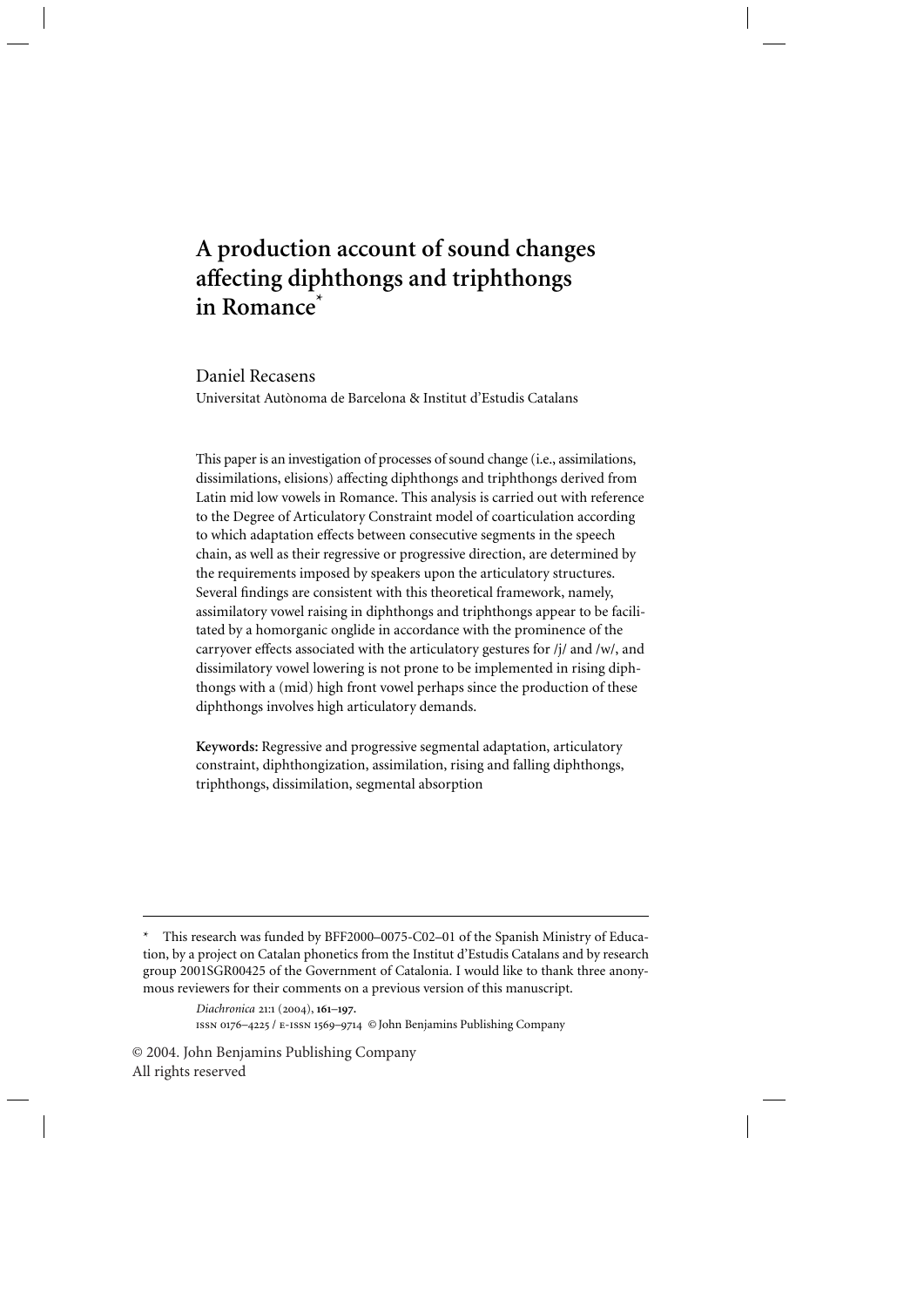# A production account of sound changes affecting diphthongs and triphthongs in Romance*

Daniel Recasens

Universitat Autònoma de Barcelona & Institut d'Estudis Catalans

This paper is an investigation of processes of sound change (i.e., assimilations, dissimilations, elisions) affecting diphthongs and triphthongs derived from Latin mid low vowels in Romance. This analysis is carried out with reference to the Degree of Articulatory Constraint model of coarticulation according to which adaptation effects between consecutive segments in the speech chain, as well as their regressive or progressive direction, are determined by the requirements imposed by speakers upon the articulatory structures. Several findings are consistent with this theoretical framework, namely, assimilatory vowel raising in diphthongs and triphthongs appear to be facilitated by a homorganic onglide in accordance with the prominence of the carryover effects associated with the articulatory gestures for /j/ and /w/, and dissimilatory vowel lowering is not prone to be implemented in rising diphthongs with a (mid) high front vowel perhaps since the production of these diphthongs involves high articulatory demands.

**Keywords:** Regressive and progressive segmental adaptation, articulatory constraint, diphthongization, assimilation, rising and falling diphthongs, triphthongs, dissimilation, segmental absorption

---

\* This research was funded by BFF2000–0075-C02–01 of the Spanish Ministry of Education, by a project on Catalan phonetics from the Institut d'Estudis Catalans and by research group 2001SGR00425 of the Government of Catalonia. I would like to thank three anonymous reviewers for their comments on a previous version of this manuscript.

*Diachronica* 21:1 (2004), **161–197.**
ISSN 0176–4225 / E-ISSN 1569–9714 © John Benjamins Publishing Company

© 2004. John Benjamins Publishing Company
All rights reserved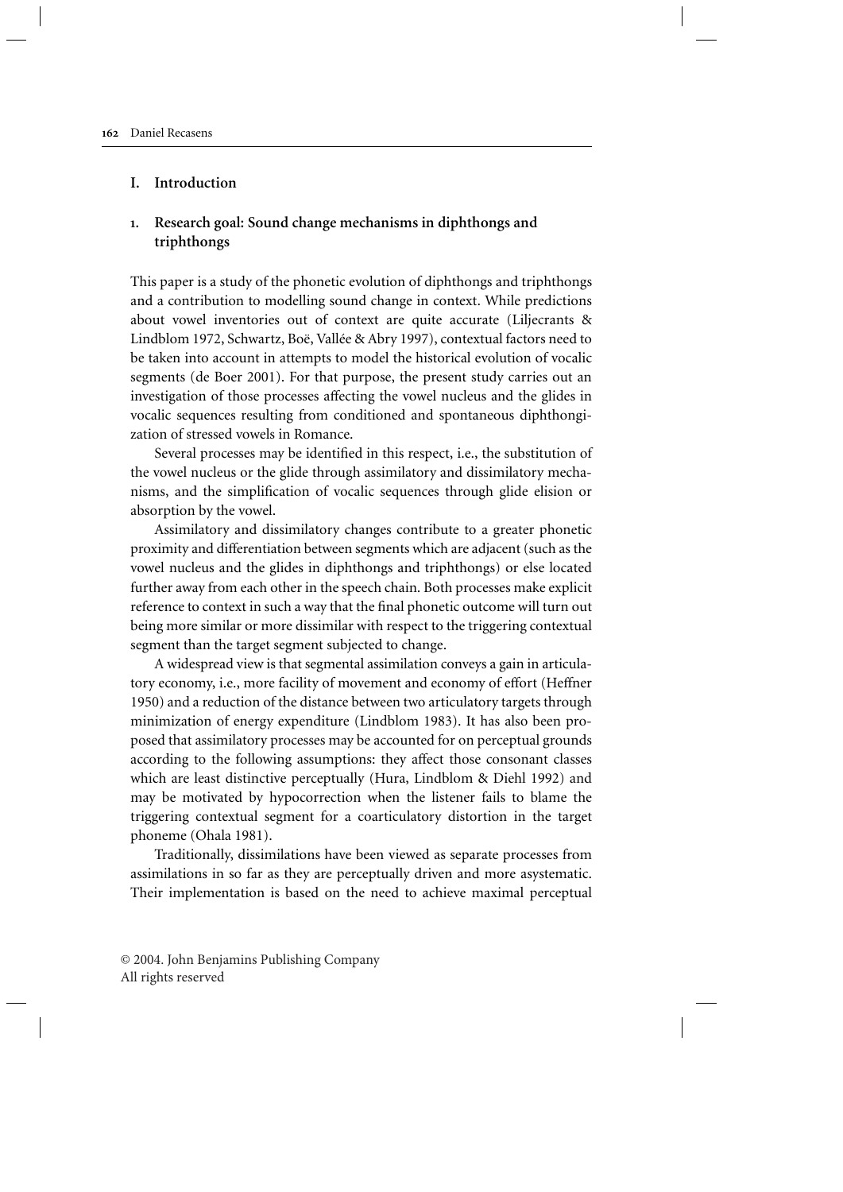## I. Introduction

### 1. Research goal: Sound change mechanisms in diphthongs and triphthongs

This paper is a study of the phonetic evolution of diphthongs and triphthongs and a contribution to modelling sound change in context. While predictions about vowel inventories out of context are quite accurate (Liljecrants & Lindblom 1972, Schwartz, Boë, Vallée & Abry 1997), contextual factors need to be taken into account in attempts to model the historical evolution of vocalic segments (de Boer 2001). For that purpose, the present study carries out an investigation of those processes affecting the vowel nucleus and the glides in vocalic sequences resulting from conditioned and spontaneous diphthongization of stressed vowels in Romance.

Several processes may be identified in this respect, i.e., the substitution of the vowel nucleus or the glide through assimilatory and dissimilatory mechanisms, and the simplification of vocalic sequences through glide elision or absorption by the vowel.

Assimilatory and dissimilatory changes contribute to a greater phonetic proximity and differentiation between segments which are adjacent (such as the vowel nucleus and the glides in diphthongs and triphthongs) or else located further away from each other in the speech chain. Both processes make explicit reference to context in such a way that the final phonetic outcome will turn out being more similar or more dissimilar with respect to the triggering contextual segment than the target segment subjected to change.

A widespread view is that segmental assimilation conveys a gain in articulatory economy, i.e., more facility of movement and economy of effort (Heffner 1950) and a reduction of the distance between two articulatory targets through minimization of energy expenditure (Lindblom 1983). It has also been proposed that assimilatory processes may be accounted for on perceptual grounds according to the following assumptions: they affect those consonant classes which are least distinctive perceptually (Hura, Lindblom & Diehl 1992) and may be motivated by hypocorrection when the listener fails to blame the triggering contextual segment for a coarticulatory distortion in the target phoneme (Ohala 1981).

Traditionally, dissimilations have been viewed as separate processes from assimilations in so far as they are perceptually driven and more asystematic. Their implementation is based on the need to achieve maximal perceptual

© 2004. John Benjamins Publishing Company
All rights reserved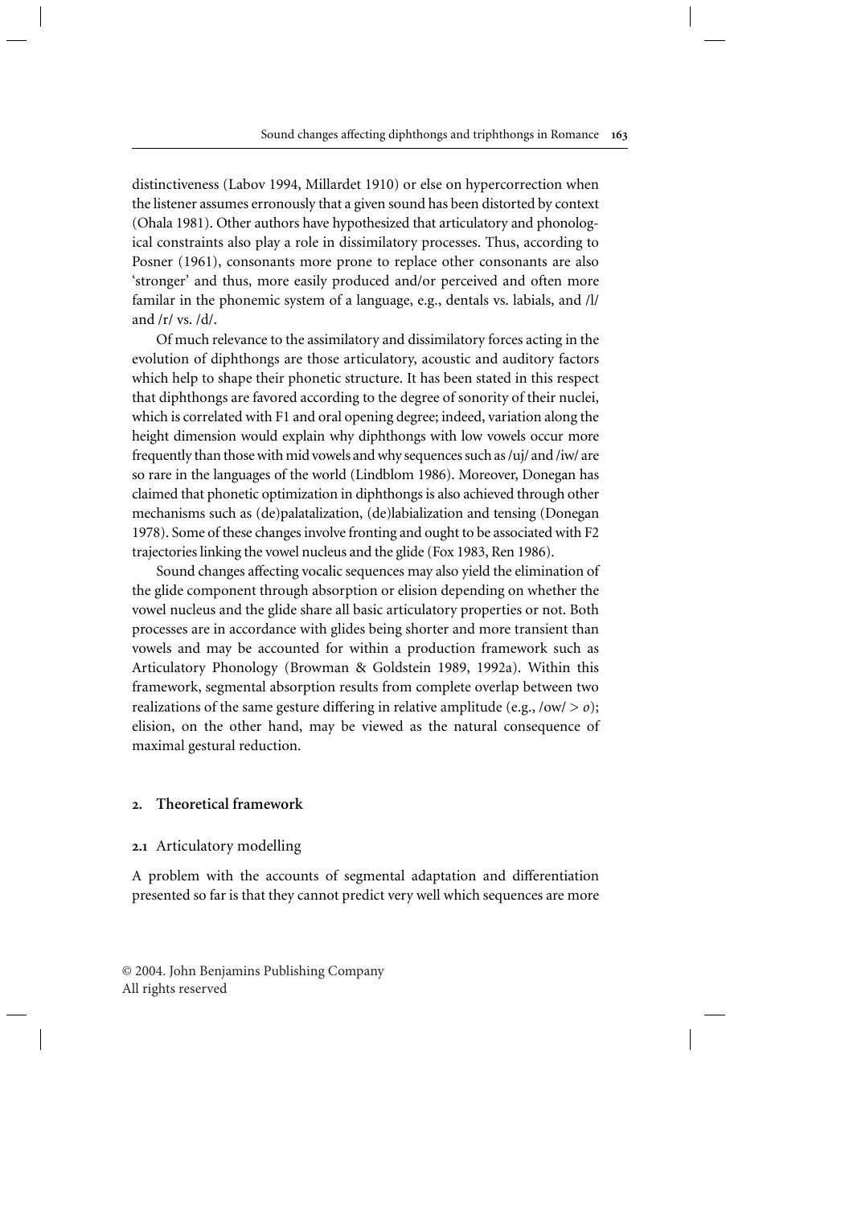distinctiveness (Labov 1994, Millardet 1910) or else on hypercorrection when the listener assumes erroneously that a given sound has been distorted by context (Ohala 1981). Other authors have hypothesized that articulatory and phonological constraints also play a role in dissimilatory processes. Thus, according to Posner (1961), consonants more prone to replace other consonants are also 'stronger' and thus, more easily produced and/or perceived and often more familar in the phonemic system of a language, e.g., dentals vs. labials, and /l/ and /r/ vs. /d/.

Of much relevance to the assimilatory and dissimilatory forces acting in the evolution of diphthongs are those articulatory, acoustic and auditory factors which help to shape their phonetic structure. It has been stated in this respect that diphthongs are favored according to the degree of sonority of their nuclei, which is correlated with F1 and oral opening degree; indeed, variation along the height dimension would explain why diphthongs with low vowels occur more frequently than those with mid vowels and why sequences such as /uj/ and /iw/ are so rare in the languages of the world (Lindblom 1986). Moreover, Donegan has claimed that phonetic optimization in diphthongs is also achieved through other mechanisms such as (de)palatalization, (de)labialization and tensing (Donegan 1978). Some of these changes involve fronting and ought to be associated with F2 trajectories linking the vowel nucleus and the glide (Fox 1983, Ren 1986).

Sound changes affecting vocalic sequences may also yield the elimination of the glide component through absorption or elision depending on whether the vowel nucleus and the glide share all basic articulatory properties or not. Both processes are in accordance with glides being shorter and more transient than vowels and may be accounted for within a production framework such as Articulatory Phonology (Browman & Goldstein 1989, 1992a). Within this framework, segmental absorption results from complete overlap between two realizations of the same gesture differing in relative amplitude (e.g., /ow/ > *o*); elision, on the other hand, may be viewed as the natural consequence of maximal gestural reduction.

## 2. Theoretical framework

### 2.1 Articulatory modelling

A problem with the accounts of segmental adaptation and differentiation presented so far is that they cannot predict very well which sequences are more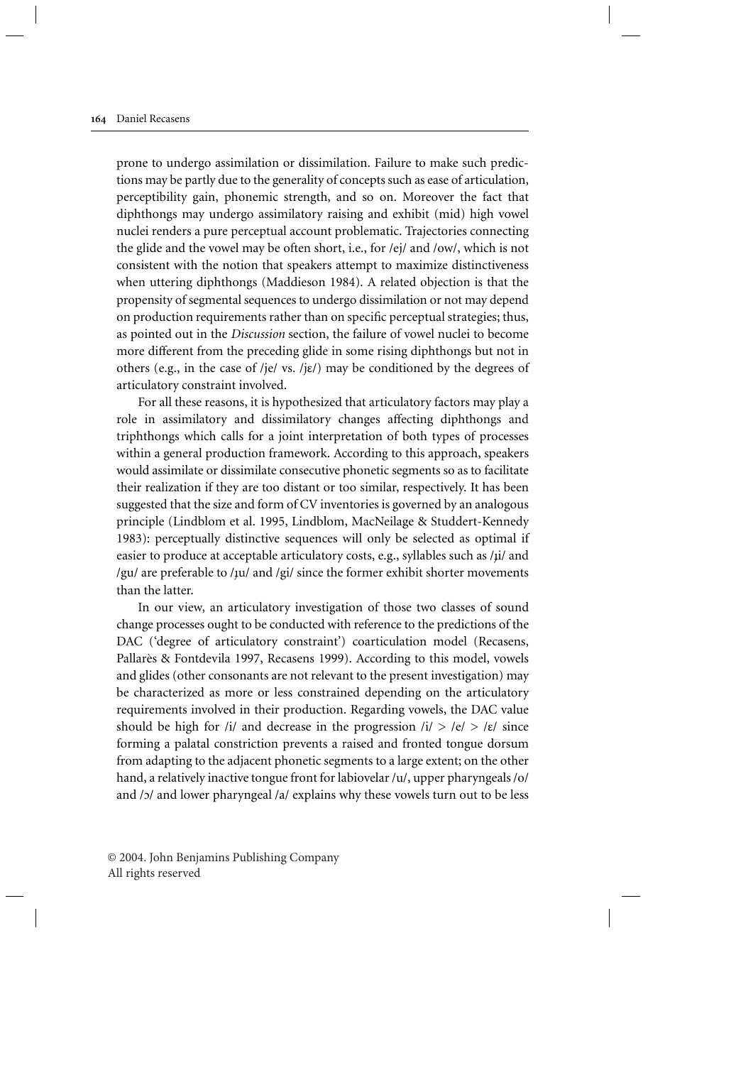prone to undergo assimilation or dissimilation. Failure to make such predictions may be partly due to the generality of concepts such as ease of articulation, perceptibility gain, phonemic strength, and so on. Moreover the fact that diphthongs may undergo assimilatory raising and exhibit (mid) high vowel nuclei renders a pure perceptual account problematic. Trajectories connecting the glide and the vowel may be often short, i.e., for /ej/ and /ow/, which is not consistent with the notion that speakers attempt to maximize distinctiveness when uttering diphthongs (Maddieson 1984). A related objection is that the propensity of segmental sequences to undergo dissimilation or not may depend on production requirements rather than on specific perceptual strategies; thus, as pointed out in the *Discussion* section, the failure of vowel nuclei to become more different from the preceding glide in some rising diphthongs but not in others (e.g., in the case of /je/ vs. /jɛ/) may be conditioned by the degrees of articulatory constraint involved.

For all these reasons, it is hypothesized that articulatory factors may play a role in assimilatory and dissimilatory changes affecting diphthongs and triphthongs which calls for a joint interpretation of both types of processes within a general production framework. According to this approach, speakers would assimilate or dissimilate consecutive phonetic segments so as to facilitate their realization if they are too distant or too similar, respectively. It has been suggested that the size and form of CV inventories is governed by an analogous principle (Lindblom et al. 1995, Lindblom, MacNeilage & Studdert-Kennedy 1983): perceptually distinctive sequences will only be selected as optimal if easier to produce at acceptable articulatory costs, e.g., syllables such as /ɟi/ and /gu/ are preferable to /ɟu/ and /gi/ since the former exhibit shorter movements than the latter.

In our view, an articulatory investigation of those two classes of sound change processes ought to be conducted with reference to the predictions of the DAC ('degree of articulatory constraint') coarticulation model (Recasens, Pallarès & Fontdevila 1997, Recasens 1999). According to this model, vowels and glides (other consonants are not relevant to the present investigation) may be characterized as more or less constrained depending on the articulatory requirements involved in their production. Regarding vowels, the DAC value should be high for /i/ and decrease in the progression /i/ > /e/ > /ɛ/ since forming a palatal constriction prevents a raised and fronted tongue dorsum from adapting to the adjacent phonetic segments to a large extent; on the other hand, a relatively inactive tongue front for labiovelar /u/, upper pharyngeals /o/ and /ɔ/ and lower pharyngeal /a/ explains why these vowels turn out to be less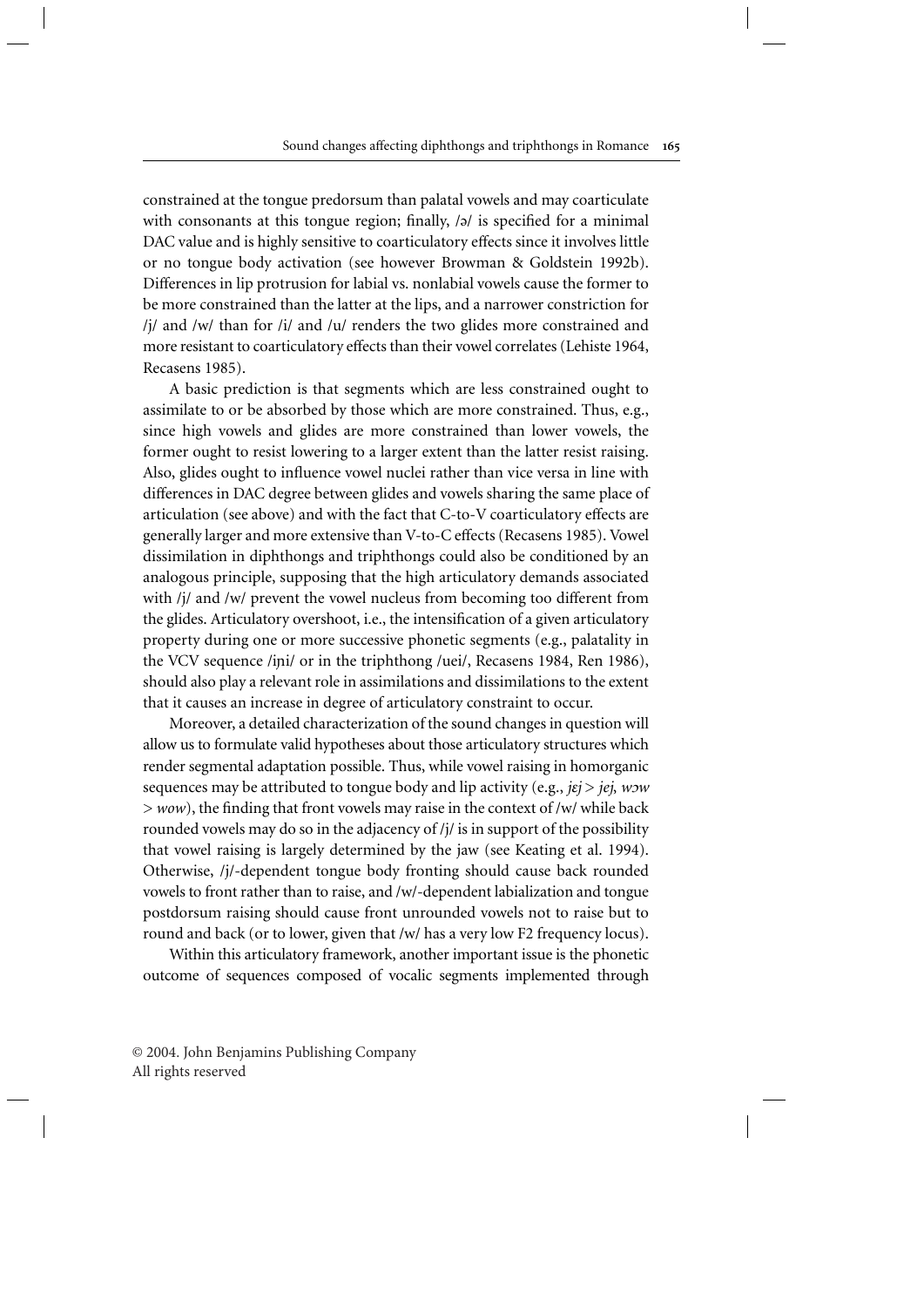constrained at the tongue predorsum than palatal vowels and may coarticulate with consonants at this tongue region; finally, /ə/ is specified for a minimal DAC value and is highly sensitive to coarticulatory effects since it involves little or no tongue body activation (see however Browman & Goldstein 1992b). Differences in lip protrusion for labial vs. nonlabial vowels cause the former to be more constrained than the latter at the lips, and a narrower constriction for /j/ and /w/ than for /i/ and /u/ renders the two glides more constrained and more resistant to coarticulatory effects than their vowel correlates (Lehiste 1964, Recasens 1985).

A basic prediction is that segments which are less constrained ought to assimilate to or be absorbed by those which are more constrained. Thus, e.g., since high vowels and glides are more constrained than lower vowels, the former ought to resist lowering to a larger extent than the latter resist raising. Also, glides ought to influence vowel nuclei rather than vice versa in line with differences in DAC degree between glides and vowels sharing the same place of articulation (see above) and with the fact that C-to-V coarticulatory effects are generally larger and more extensive than V-to-C effects (Recasens 1985). Vowel dissimilation in diphthongs and triphthongs could also be conditioned by an analogous principle, supposing that the high articulatory demands associated with /j/ and /w/ prevent the vowel nucleus from becoming too different from the glides. Articulatory overshoot, i.e., the intensification of a given articulatory property during one or more successive phonetic segments (e.g., palatality in the VCV sequence /iɲi/ or in the triphthong /uei/, Recasens 1984, Ren 1986), should also play a relevant role in assimilations and dissimilations to the extent that it causes an increase in degree of articulatory constraint to occur.

Moreover, a detailed characterization of the sound changes in question will allow us to formulate valid hypotheses about those articulatory structures which render segmental adaptation possible. Thus, while vowel raising in homorganic sequences may be attributed to tongue body and lip activity (e.g., *jɛj* > *jej*, *wɔw* > *wow*), the finding that front vowels may raise in the context of /w/ while back rounded vowels may do so in the adjacency of /j/ is in support of the possibility that vowel raising is largely determined by the jaw (see Keating et al. 1994). Otherwise, /j/-dependent tongue body fronting should cause back rounded vowels to front rather than to raise, and /w/-dependent labialization and tongue postdorsum raising should cause front unrounded vowels not to raise but to round and back (or to lower, given that /w/ has a very low F2 frequency locus).

Within this articulatory framework, another important issue is the phonetic outcome of sequences composed of vocalic segments implemented through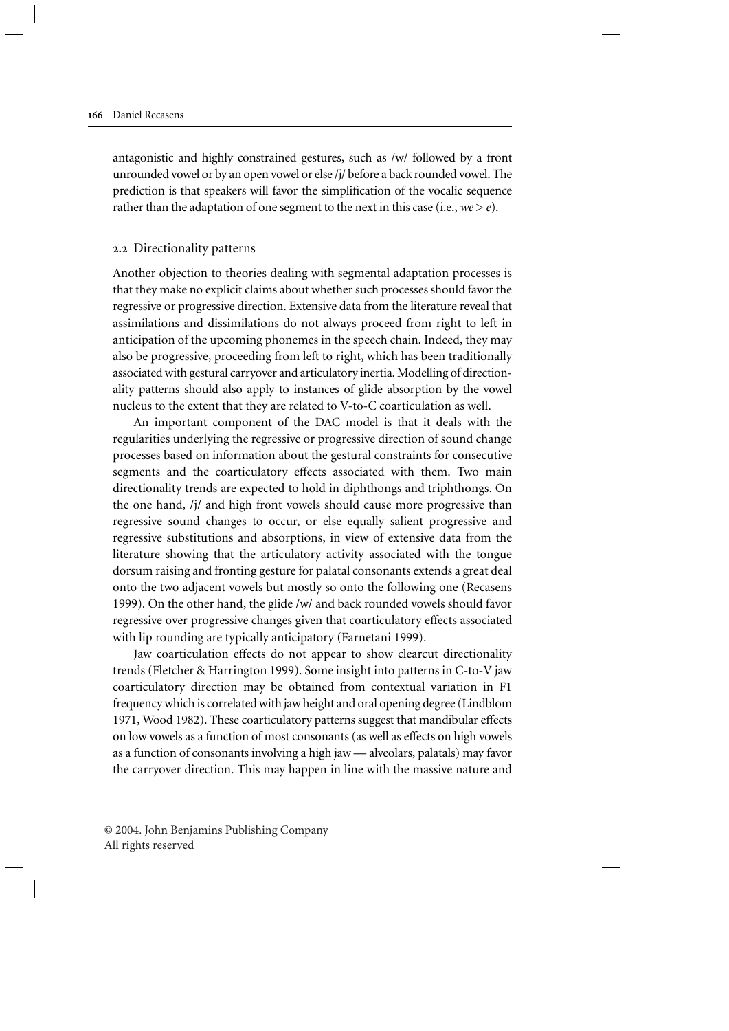antagonistic and highly constrained gestures, such as /w/ followed by a front unrounded vowel or by an open vowel or else /j/ before a back rounded vowel. The prediction is that speakers will favor the simplification of the vocalic sequence rather than the adaptation of one segment to the next in this case (i.e., *we* > *e*).

### 2.2 Directionality patterns

Another objection to theories dealing with segmental adaptation processes is that they make no explicit claims about whether such processes should favor the regressive or progressive direction. Extensive data from the literature reveal that assimilations and dissimilations do not always proceed from right to left in anticipation of the upcoming phonemes in the speech chain. Indeed, they may also be progressive, proceeding from left to right, which has been traditionally associated with gestural carryover and articulatory inertia. Modelling of directionality patterns should also apply to instances of glide absorption by the vowel nucleus to the extent that they are related to V-to-C coarticulation as well.

An important component of the DAC model is that it deals with the regularities underlying the regressive or progressive direction of sound change processes based on information about the gestural constraints for consecutive segments and the coarticulatory effects associated with them. Two main directionality trends are expected to hold in diphthongs and triphthongs. On the one hand, /j/ and high front vowels should cause more progressive than regressive sound changes to occur, or else equally salient progressive and regressive substitutions and absorptions, in view of extensive data from the literature showing that the articulatory activity associated with the tongue dorsum raising and fronting gesture for palatal consonants extends a great deal onto the two adjacent vowels but mostly so onto the following one (Recasens 1999). On the other hand, the glide /w/ and back rounded vowels should favor regressive over progressive changes given that coarticulatory effects associated with lip rounding are typically anticipatory (Farnetani 1999).

Jaw coarticulation effects do not appear to show clearcut directionality trends (Fletcher & Harrington 1999). Some insight into patterns in C-to-V jaw coarticulatory direction may be obtained from contextual variation in F1 frequency which is correlated with jaw height and oral opening degree (Lindblom 1971, Wood 1982). These coarticulatory patterns suggest that mandibular effects on low vowels as a function of most consonants (as well as effects on high vowels as a function of consonants involving a high jaw — alveolars, palatals) may favor the carryover direction. This may happen in line with the massive nature and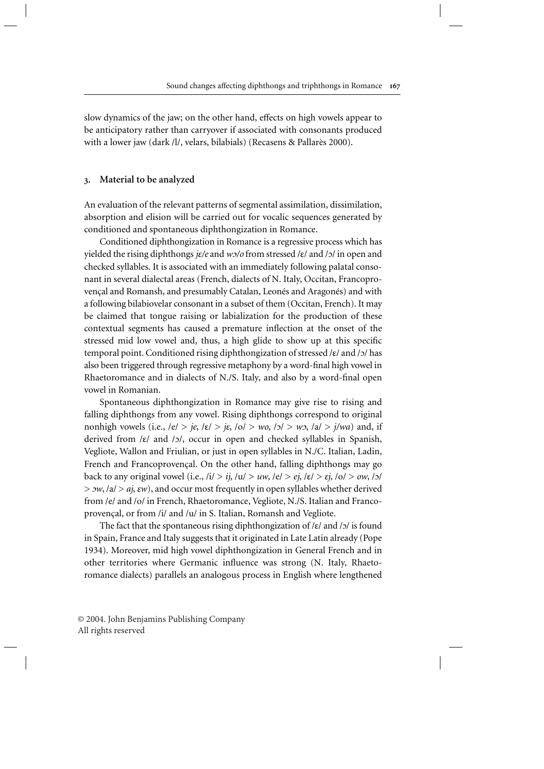slow dynamics of the jaw; on the other hand, effects on high vowels appear to be anticipatory rather than carryover if associated with consonants produced with a lower jaw (dark /l/, velars, bilabials) (Recasens & Pallarès 2000).

## 3. Material to be analyzed

An evaluation of the relevant patterns of segmental assimilation, dissimilation, absorption and elision will be carried out for vocalic sequences generated by conditioned and spontaneous diphthongization in Romance.

Conditioned diphthongization in Romance is a regressive process which has yielded the rising diphthongs *jɛ/e* and *wɔ/o* from stressed /ɛ/ and /ɔ/ in open and checked syllables. It is associated with an immediately following palatal consonant in several dialectal areas (French, dialects of N. Italy, Occitan, Francoprovençal and Romansh, and presumably Catalan, Leonés and Aragonés) and with a following bilabiovelar consonant in a subset of them (Occitan, French). It may be claimed that tongue raising or labialization for the production of these contextual segments has caused a premature inflection at the onset of the stressed mid low vowel and, thus, a high glide to show up at this specific temporal point. Conditioned rising diphthongization of stressed /ɛ/ and /ɔ/ has also been triggered through regressive metaphony by a word-final high vowel in Rhaetoromance and in dialects of N./S. Italy, and also by a word-final open vowel in Romanian.

Spontaneous diphthongization in Romance may give rise to rising and falling diphthongs from any vowel. Rising diphthongs correspond to original nonhigh vowels (i.e., /e/ > *je*, /ɛ/ > *jɛ*, /o/ > *wo*, /ɔ/ > *wɔ*, /a/ > *j/wa*) and, if derived from /ɛ/ and /ɔ/, occur in open and checked syllables in Spanish, Vegliote, Wallon and Friulian, or just in open syllables in N./C. Italian, Ladin, French and Francoprovençal. On the other hand, falling diphthongs may go back to any original vowel (i.e., /i/ > *ij*, /u/ > *uw*, /e/ > *ej*, /ɛ/ > *ɛj*, /o/ > *ow*, /ɔ/ > *ɔw*, /a/ > *aj*, *ɛw*), and occur most frequently in open syllables whether derived from /e/ and /o/ in French, Rhaetoromance, Vegliote, N./S. Italian and Francoprovençal, or from /i/ and /u/ in S. Italian, Romansh and Vegliote.

The fact that the spontaneous rising diphthongization of /ɛ/ and /ɔ/ is found in Spain, France and Italy suggests that it originated in Late Latin already (Pope 1934). Moreover, mid high vowel diphthongization in General French and in other territories where Germanic influence was strong (N. Italy, Rhaetoromance dialects) parallels an analogous process in English where lengthened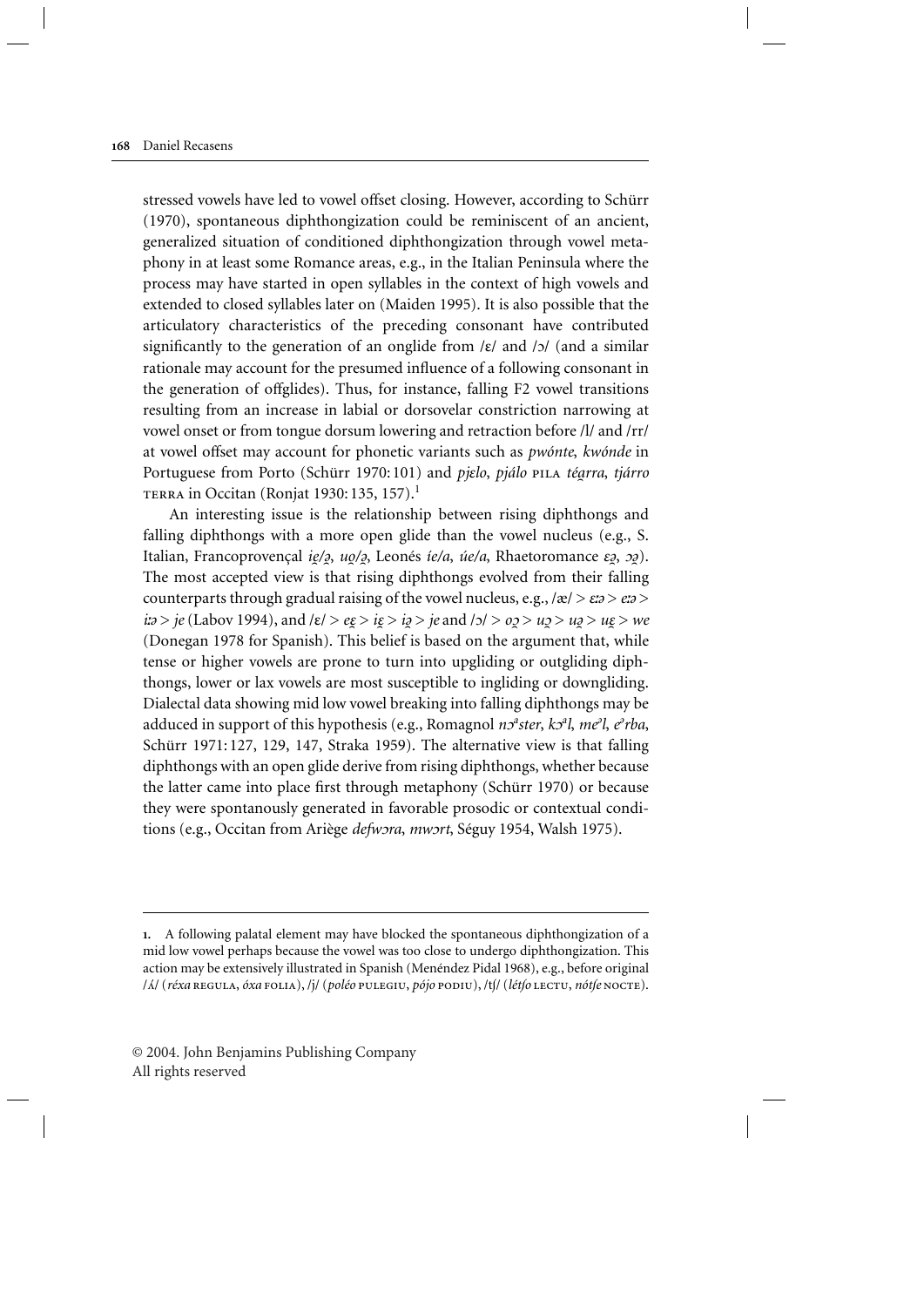stressed vowels have led to vowel offset closing. However, according to Schürr (1970), spontaneous diphthongization could be reminiscent of an ancient, generalized situation of conditioned diphthongization through vowel metaphony in at least some Romance areas, e.g., in the Italian Peninsula where the process may have started in open syllables in the context of high vowels and extended to closed syllables later on (Maiden 1995). It is also possible that the articulatory characteristics of the preceding consonant have contributed significantly to the generation of an onglide from /ɛ/ and /ɔ/ (and a similar rationale may account for the presumed influence of a following consonant in the generation of offglides). Thus, for instance, falling F2 vowel transitions resulting from an increase in labial or dorsovelar constriction narrowing at vowel onset or from tongue dorsum lowering and retraction before /l/ and /rr/ at vowel offset may account for phonetic variants such as *pwónte*, *kwónde* in Portuguese from Porto (Schürr 1970: 101) and *pjɛlo*, *pjálo* PILA *téa̯rra*, *tjárro* TERRA in Occitan (Ronjat 1930: 135, 157).[1]

An interesting issue is the relationship between rising diphthongs and falling diphthongs with a more open glide than the vowel nucleus (e.g., S. Italian, Francoprovençal *ie̯/ə̯*, *uo̯/ə̯*, Leonés *íe/a*, *úe/a*, Rhaetoromance *ɛə̯*, *ɔə̯*). The most accepted view is that rising diphthongs evolved from their falling counterparts through gradual raising of the vowel nucleus, e.g., /æ/ > *ɛːə* > *eːə* > *iːə* > *je* (Labov 1994), and /ɛ/ > *eɛ̯* > *iɛ̯* > *iə̯* > *je* and /ɔ/ > *oɔ̯* > *uɔ̯* > *uə̯* > *uɛ̯* > *we* (Donegan 1978 for Spanish). This belief is based on the argument that, while tense or higher vowels are prone to turn into upgliding or outgliding diphthongs, lower or lax vowels are most susceptible to ingliding or downgliding. Dialectal data showing mid low vowel breaking into falling diphthongs may be adduced in support of this hypothesis (e.g., Romagnol *nɔᵃster*, *kɔᵃl*, *meᵊl*, *eᵊrba*, Schürr 1971: 127, 129, 147, Straka 1959). The alternative view is that falling diphthongs with an open glide derive from rising diphthongs, whether because the latter came into place first through metaphony (Schürr 1970) or because they were spontanously generated in favorable prosodic or contextual conditions (e.g., Occitan from Ariège *defwɔra*, *mwɔrt*, Séguy 1954, Walsh 1975).

---

1. A following palatal element may have blocked the spontaneous diphthongization of a mid low vowel perhaps because the vowel was too close to undergo diphthongization. This action may be extensively illustrated in Spanish (Menéndez Pidal 1968), e.g., before original /ʎ/ (*réxa* REGULA, *óxa* FOLIA), /j/ (*poléo* PULEGIU, *pójo* PODIU), /tʃ/ (*létʃo* LECTU, *nótʃe* NOCTE).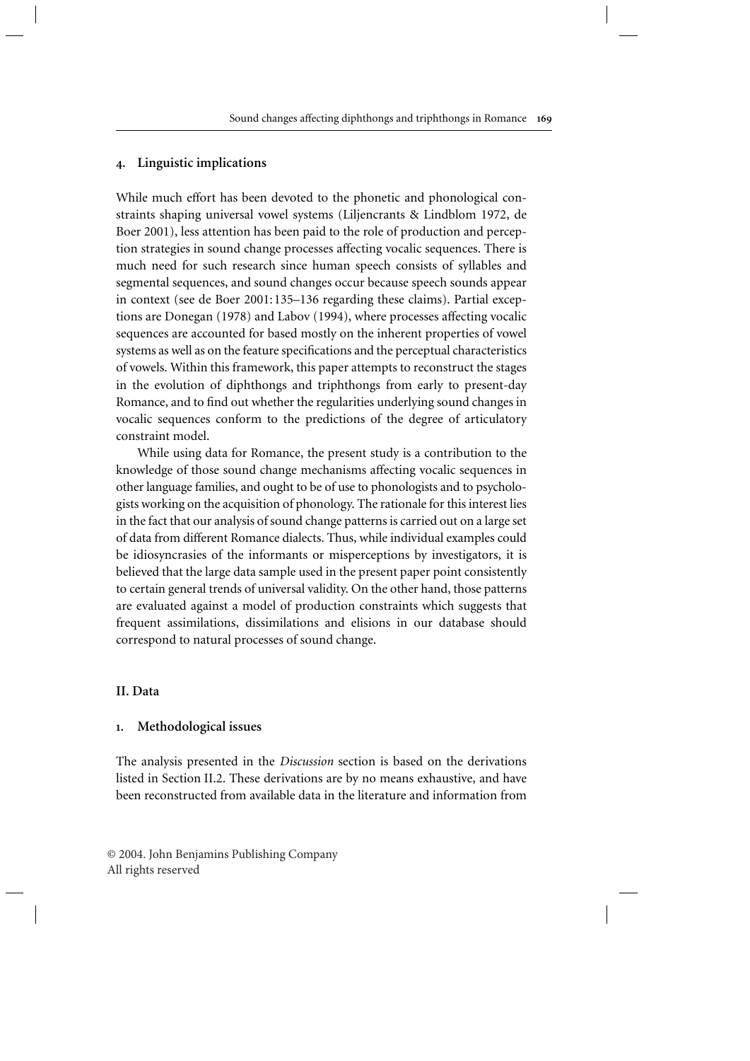## 4. Linguistic implications

While much effort has been devoted to the phonetic and phonological constraints shaping universal vowel systems (Liljencrants & Lindblom 1972, de Boer 2001), less attention has been paid to the role of production and perception strategies in sound change processes affecting vocalic sequences. There is much need for such research since human speech consists of syllables and segmental sequences, and sound changes occur because speech sounds appear in context (see de Boer 2001: 135–136 regarding these claims). Partial exceptions are Donegan (1978) and Labov (1994), where processes affecting vocalic sequences are accounted for based mostly on the inherent properties of vowel systems as well as on the feature specifications and the perceptual characteristics of vowels. Within this framework, this paper attempts to reconstruct the stages in the evolution of diphthongs and triphthongs from early to present-day Romance, and to find out whether the regularities underlying sound changes in vocalic sequences conform to the predictions of the degree of articulatory constraint model.

While using data for Romance, the present study is a contribution to the knowledge of those sound change mechanisms affecting vocalic sequences in other language families, and ought to be of use to phonologists and to psychologists working on the acquisition of phonology. The rationale for this interest lies in the fact that our analysis of sound change patterns is carried out on a large set of data from different Romance dialects. Thus, while individual examples could be idiosyncrasies of the informants or misperceptions by investigators, it is believed that the large data sample used in the present paper point consistently to certain general trends of universal validity. On the other hand, those patterns are evaluated against a model of production constraints which suggests that frequent assimilations, dissimilations and elisions in our database should correspond to natural processes of sound change.

# II. Data

## 1. Methodological issues

The analysis presented in the *Discussion* section is based on the derivations listed in Section II.2. These derivations are by no means exhaustive, and have been reconstructed from available data in the literature and information from

© 2004. John Benjamins Publishing Company
All rights reserved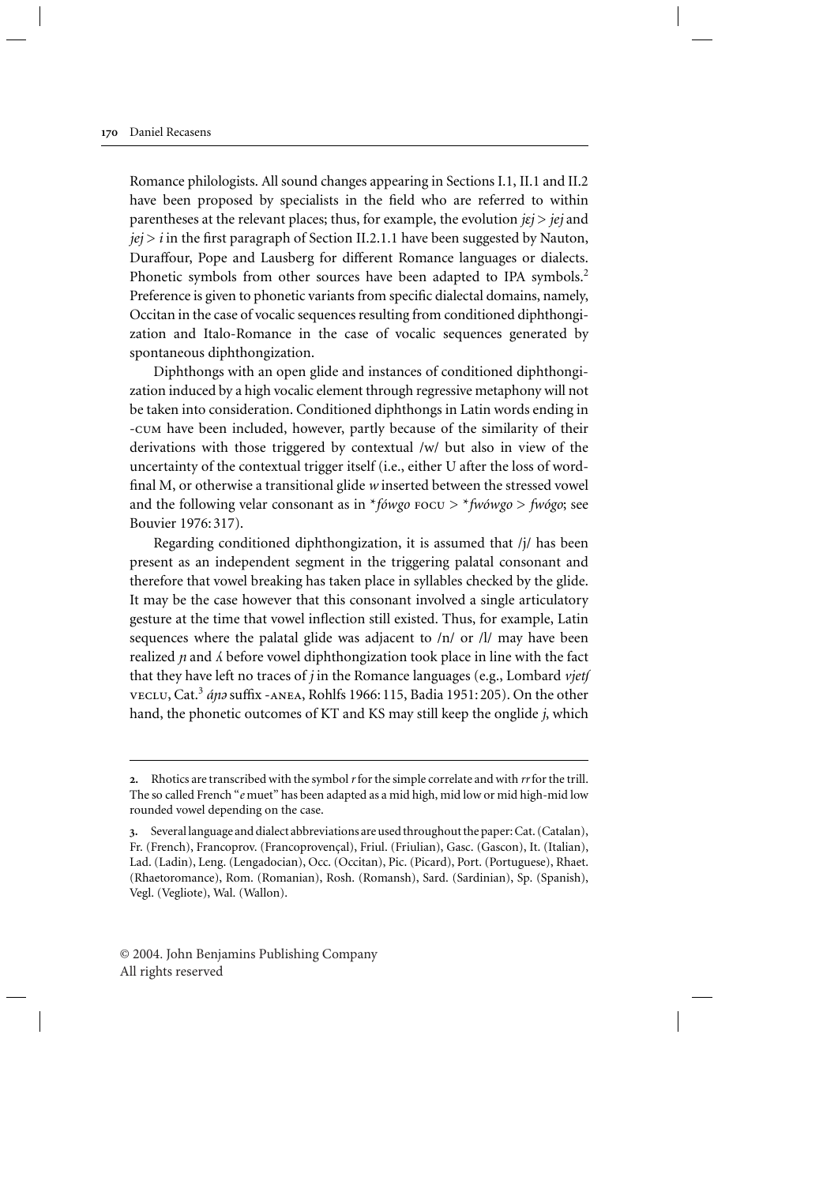Romance philologists. All sound changes appearing in Sections I.1, II.1 and II.2 have been proposed by specialists in the field who are referred to within parentheses at the relevant places; thus, for example, the evolution *jɛj* > *jej* and *jej* > *i* in the first paragraph of Section II.2.1.1 have been suggested by Nauton, Duraffour, Pope and Lausberg for different Romance languages or dialects. Phonetic symbols from other sources have been adapted to IPA symbols.[2] Preference is given to phonetic variants from specific dialectal domains, namely, Occitan in the case of vocalic sequences resulting from conditioned diphthongization and Italo-Romance in the case of vocalic sequences generated by spontaneous diphthongization.

Diphthongs with an open glide and instances of conditioned diphthongization induced by a high vocalic element through regressive metaphony will not be taken into consideration. Conditioned diphthongs in Latin words ending in -CUM have been included, however, partly because of the similarity of their derivations with those triggered by contextual /w/ but also in view of the uncertainty of the contextual trigger itself (i.e., either U after the loss of word-final M, or otherwise a transitional glide *w* inserted between the stressed vowel and the following velar consonant as in \**fówgo* FOCU > \**fwówgo* > *fwógo*; see Bouvier 1976: 317).

Regarding conditioned diphthongization, it is assumed that /j/ has been present as an independent segment in the triggering palatal consonant and therefore that vowel breaking has taken place in syllables checked by the glide. It may be the case however that this consonant involved a single articulatory gesture at the time that vowel inflection still existed. Thus, for example, Latin sequences where the palatal glide was adjacent to /n/ or /l/ may have been realized *ɲ* and *ʎ* before vowel diphthongization took place in line with the fact that they have left no traces of *j* in the Romance languages (e.g., Lombard *vjetʃ* VECLU, Cat.[3] *áɲə* suffix -ANEA, Rohlfs 1966: 115, Badia 1951: 205). On the other hand, the phonetic outcomes of KT and KS may still keep the onglide *j*, which

---

2. Rhotics are transcribed with the symbol *r* for the simple correlate and with *rr* for the trill. The so called French "*e* muet" has been adapted as a mid high, mid low or mid high-mid low rounded vowel depending on the case.

3. Several language and dialect abbreviations are used throughout the paper: Cat. (Catalan), Fr. (French), Francoprov. (Francoprovençal), Friul. (Friulian), Gasc. (Gascon), It. (Italian), Lad. (Ladin), Leng. (Lengadocian), Occ. (Occitan), Pic. (Picard), Port. (Portuguese), Rhaet. (Rhaetoromance), Rom. (Romanian), Rosh. (Romansh), Sard. (Sardinian), Sp. (Spanish), Vegl. (Vegliote), Wal. (Wallon).

© 2004. John Benjamins Publishing Company
All rights reserved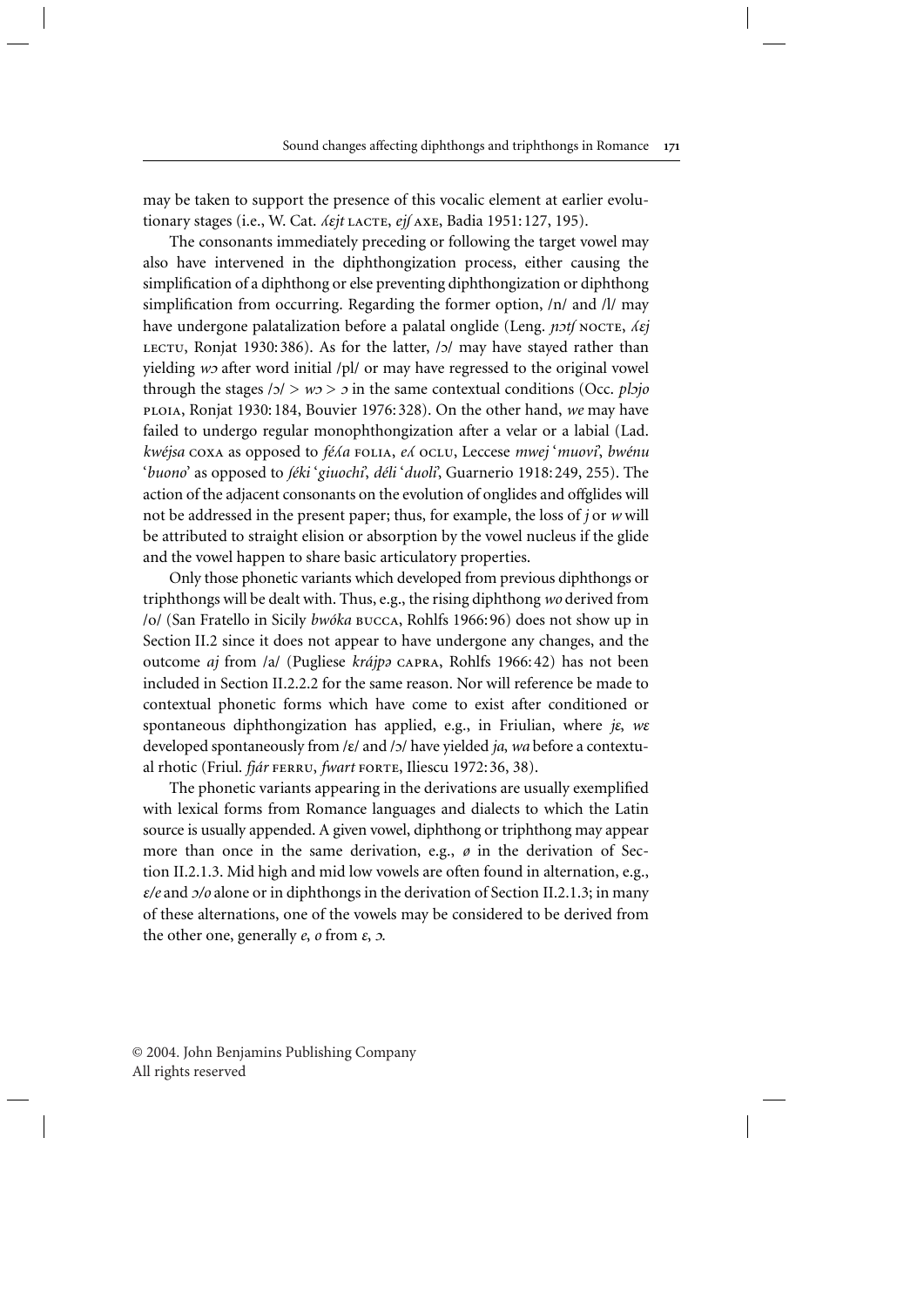may be taken to support the presence of this vocalic element at earlier evolutionary stages (i.e., W. Cat. *ʎɛjt* LACTE, *ejʃ* AXE, Badia 1951: 127, 195).

The consonants immediately preceding or following the target vowel may also have intervened in the diphthongization process, either causing the simplification of a diphthong or else preventing diphthongization or diphthong simplification from occurring. Regarding the former option, /n/ and /l/ may have undergone palatalization before a palatal onglide (Leng. *ɲɔtʃ* NOCTE, *ʎɛj* LECTU, Ronjat 1930: 386). As for the latter, /ɔ/ may have stayed rather than yielding *wɔ* after word initial /pl/ or may have regressed to the original vowel through the stages /ɔ/ > *wɔ* > *ɔ* in the same contextual conditions (Occ. *plɔjo* PLOIA, Ronjat 1930: 184, Bouvier 1976: 328). On the other hand, *we* may have failed to undergo regular monophthongization after a velar or a labial (Lad. *kwéjsa* COXA as opposed to *féʎa* FOLIA, *eʎ* OCLU, Leccese *mwej* '*muovi*', *bwénu* '*buono*' as opposed to *ʃéki* '*giuochi*', *déli* '*duoli*', Guarnerio 1918: 249, 255). The action of the adjacent consonants on the evolution of onglides and offglides will not be addressed in the present paper; thus, for example, the loss of *j* or *w* will be attributed to straight elision or absorption by the vowel nucleus if the glide and the vowel happen to share basic articulatory properties.

Only those phonetic variants which developed from previous diphthongs or triphthongs will be dealt with. Thus, e.g., the rising diphthong *wo* derived from /o/ (San Fratello in Sicily *bwóka* BUCCA, Rohlfs 1966: 96) does not show up in Section II.2 since it does not appear to have undergone any changes, and the outcome *aj* from /a/ (Pugliese *krájpə* CAPRA, Rohlfs 1966: 42) has not been included in Section II.2.2.2 for the same reason. Nor will reference be made to contextual phonetic forms which have come to exist after conditioned or spontaneous diphthongization has applied, e.g., in Friulian, where *jɛ*, *wɛ* developed spontaneously from /ɛ/ and /ɔ/ have yielded *ja*, *wa* before a contextual rhotic (Friul. *fjár* FERRU, *fwart* FORTE, Iliescu 1972: 36, 38).

The phonetic variants appearing in the derivations are usually exemplified with lexical forms from Romance languages and dialects to which the Latin source is usually appended. A given vowel, diphthong or triphthong may appear more than once in the same derivation, e.g., *ø* in the derivation of Section II.2.1.3. Mid high and mid low vowels are often found in alternation, e.g., *ɛ/e* and *ɔ/o* alone or in diphthongs in the derivation of Section II.2.1.3; in many of these alternations, one of the vowels may be considered to be derived from the other one, generally *e, o* from *ɛ, ɔ*.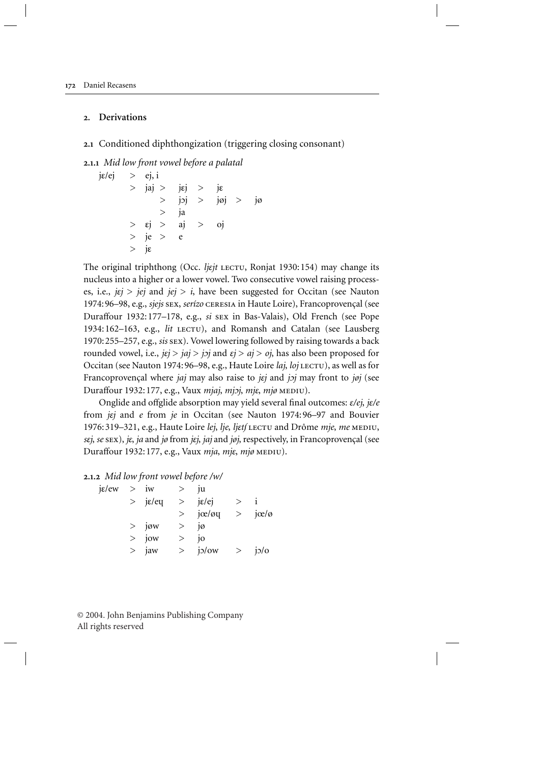## 2. Derivations

### 2.1 Conditioned diphthongization (triggering closing consonant)

#### 2.1.1 *Mid low front vowel before a palatal*

```
jɛ/ej   >  ej, i
        >  jaj  >  jɛj  >  jɛ
                >  jɔj  >  jøj  >  jø
                >  ja
        >  ɛj   >  aj   >  oj
        >  je   >  e
        >  jɛ
```

The original triphthong (Occ. *ljɛjt* LECTU, Ronjat 1930:154) may change its nucleus into a higher or a lower vowel. Two consecutive vowel raising processes, i.e., *jɛj* > *jej* and *jej* > *i*, have been suggested for Occitan (see Nauton 1974:96–98, e.g., *sjejs* SEX, *serízo* CERESIA in Haute Loire), Francoprovençal (see Duraffour 1932:177–178, e.g., *si* SEX in Bas-Valais), Old French (see Pope 1934:162–163, e.g., *lit* LECTU), and Romansh and Catalan (see Lausberg 1970:255–257, e.g., *sis* SEX). Vowel lowering followed by raising towards a back rounded vowel, i.e., *jɛj* > *jaj* > *jɔj* and *ɛj* > *aj* > *oj*, has also been proposed for Occitan (see Nauton 1974:96–98, e.g., Haute Loire *laj*, *loj* LECTU), as well as for Francoprovençal where *jaj* may also raise to *jɛj* and *jɔj* may front to *jøj* (see Duraffour 1932:177, e.g., Vaux *mjaj*, *mjɔj*, *mjɛ*, *mjø* MEDIU).

Onglide and offglide absorption may yield several final outcomes: *ɛ/ej*, *jɛ/e* from *jɛj* and *e* from *je* in Occitan (see Nauton 1974:96–97 and Bouvier 1976:319–321, e.g., Haute Loire *lej*, *lje*, *ljɛtʃ* LECTU and Drôme *mje*, *me* MEDIU, *sɛj*, *se* SEX), *jɛ*, *ja* and *jø* from *jɛj*, *jaj* and *jøj*, respectively, in Francoprovençal (see Duraffour 1932:177, e.g., Vaux *mja*, *mjɛ*, *mjø* MEDIU).

#### 2.1.2 *Mid low front vowel before /w/*

```
jɛ/ew   >  iw     >  ju
        >  jɛ/eɥ  >  jɛ/ej   >  i
                  >  jœ/øɥ   >  jœ/ø
        >  jøw    >  jø
        >  jow    >  jo
        >  jaw    >  jɔ/ow   >  jɔ/o
```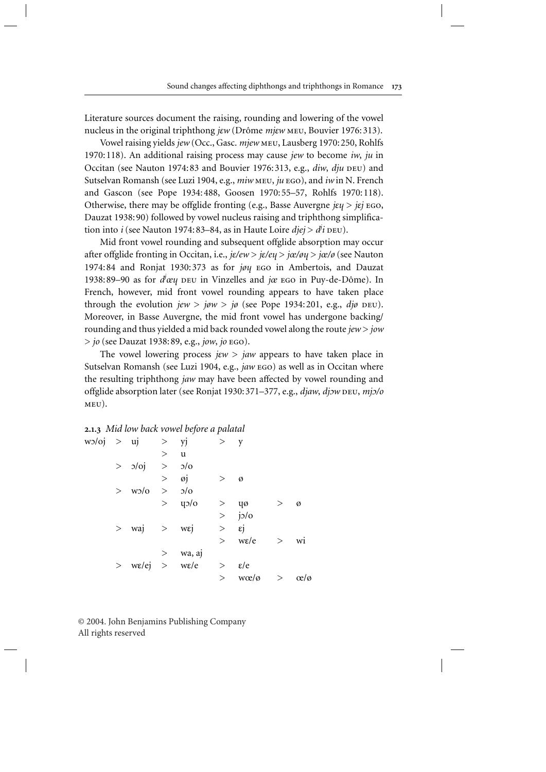Literature sources document the raising, rounding and lowering of the vowel nucleus in the original triphthong *jɛw* (Drôme *mjɛw* MEU, Bouvier 1976:313).

Vowel raising yields *jew* (Occ., Gasc. *mjew* MEU, Lausberg 1970:250, Rohlfs 1970:118). An additional raising process may cause *jew* to become *iw*, *ju* in Occitan (see Nauton 1974:83 and Bouvier 1976:313, e.g., *diw*, *dju* DEU) and Sutselvan Romansh (see Luzi 1904, e.g., *miw* MEU, *ju* EGO), and *iw* in N. French and Gascon (see Pope 1934:488, Goosen 1970:55–57, Rohlfs 1970:118). Otherwise, there may be offglide fronting (e.g., Basse Auvergne *jɛɥ* > *jɛj* EGO, Dauzat 1938:90) followed by vowel nucleus raising and triphthong simplification into *i* (see Nauton 1974:83–84, as in Haute Loire *djej* > *dʲi* DEU).

Mid front vowel rounding and subsequent offglide absorption may occur after offglide fronting in Occitan, i.e., *jɛ/ew* > *jɛ/eɥ* > *jœ/øɥ* > *jœ/ø* (see Nauton 1974:84 and Ronjat 1930:373 as for *jøɥ* EGO in Ambertois, and Dauzat 1938:89–90 as for *dʲœɥ* DEU in Vinzelles and *jœ* EGO in Puy-de-Dôme). In French, however, mid front vowel rounding appears to have taken place through the evolution *jew* > *jøw* > *jø* (see Pope 1934:201, e.g., *djø* DEU). Moreover, in Basse Auvergne, the mid front vowel has undergone backing/rounding and thus yielded a mid back rounded vowel along the route *jew* > *jow* > *jo* (see Dauzat 1938:89, e.g., *jow*, *jo* EGO).

The vowel lowering process *jɛw* > *jaw* appears to have taken place in Sutselvan Romansh (see Luzi 1904, e.g., *jaw* EGO) as well as in Occitan where the resulting triphthong *jaw* may have been affected by vowel rounding and offglide absorption later (see Ronjat 1930:371–377, e.g., *djaw*, *djɔw* DEU, *mjɔ/o* MEU).

**2.1.3** *Mid low back vowel before a palatal*

| | | | | | | | | |
|---|---|---|---|---|---|---|---|---|
| wɔ/oj | > | uj | > | yj | > | y | | |
| | | | > | u | | | | |
| | > | ɔ/oj | > | ɔ/o | | | | |
| | | | > | øj | > | ø | | |
| | > | wɔ/o | > | ɔ/o | | | | |
| | | | > | ɥɔ/o | > | ɥø | > | ø |
| | | | | | > | jɔ/o | | |
| | > | waj | > | wɛj | > | ɛj | | |
| | | | | | > | wɛ/e | > | wi |
| | | | > | wa, aj | | | | |
| | > | wɛ/ej | > | wɛ/e | > | ɛ/e | | |
| | | | | | > | wœ/ø | > | œ/ø |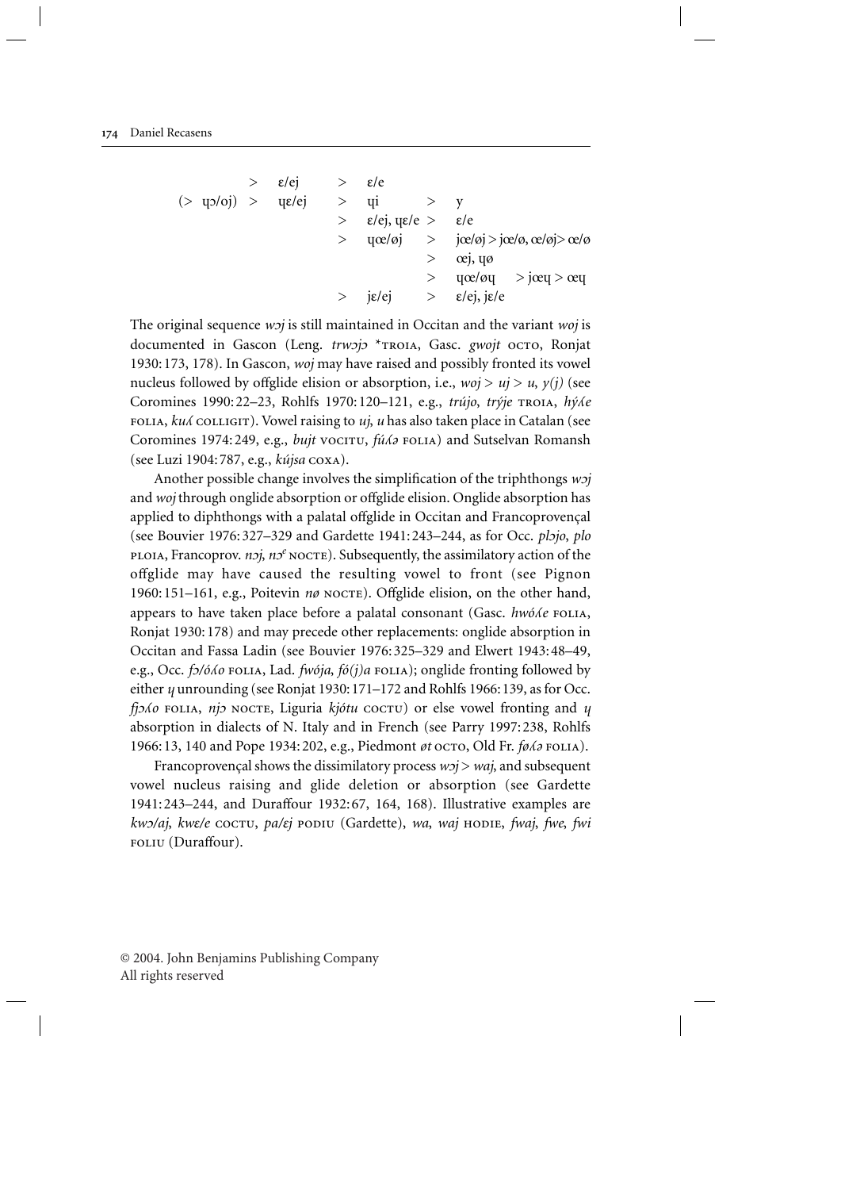```
                >   ɛ/ej    >   ɛ/e
(>  ɥɔ/oj)  >   ɥɛ/ej   >   ɥi          >   y
                        >   ɛ/ej, ɥɛ/e  >   ɛ/e
                        >   ɥœ/øj       >   jœ/øj > jœ/ø, œ/øj > œ/ø
                                        >   œj, ɥø
                                        >   ɥœ/øɥ   > jœɥ > œɥ
                        >   jɛ/ej       >   ɛ/ej, jɛ/e
```

The original sequence *wɔj* is still maintained in Occitan and the variant *woj* is documented in Gascon (Leng. *trwɔjɔ* \*TROIA, Gasc. *gwojt* OCTO, Ronjat 1930: 173, 178). In Gascon, *woj* may have raised and possibly fronted its vowel nucleus followed by offglide elision or absorption, i.e., *woj* > *uj* > *u*, *y(j)* (see Coromines 1990: 22–23, Rohlfs 1970: 120–121, e.g., *trújo*, *trýje* TROIA, *hýʎe* FOLIA, *kuʎ* COLLIGIT). Vowel raising to *uj*, *u* has also taken place in Catalan (see Coromines 1974: 249, e.g., *bujt* VOCITU, *fúʎə* FOLIA) and Sutselvan Romansh (see Luzi 1904: 787, e.g., *kújsa* COXA).

Another possible change involves the simplification of the triphthongs *wɔj* and *woj* through onglide absorption or offglide elision. Onglide absorption has applied to diphthongs with a palatal offglide in Occitan and Francoprovençal (see Bouvier 1976: 327–329 and Gardette 1941: 243–244, as for Occ. *plɔjo*, *plo* PLOIA, Francoprov. *nɔj*, *nɔ*[e] NOCTE). Subsequently, the assimilatory action of the offglide may have caused the resulting vowel to front (see Pignon 1960: 151–161, e.g., Poitevin *nø* NOCTE). Offglide elision, on the other hand, appears to have taken place before a palatal consonant (Gasc. *hwóʎe* FOLIA, Ronjat 1930: 178) and may precede other replacements: onglide absorption in Occitan and Fassa Ladin (see Bouvier 1976: 325–329 and Elwert 1943: 48–49, e.g., Occ. *fɔ/óʎo* FOLIA, Lad. *fwója*, *fó(j)a* FOLIA); onglide fronting followed by either *ɥ* unrounding (see Ronjat 1930: 171–172 and Rohlfs 1966: 139, as for Occ. *fjɔʎo* FOLIA, *njɔ* NOCTE, Liguria *kjótu* COCTU) or else vowel fronting and *ɥ* absorption in dialects of N. Italy and in French (see Parry 1997: 238, Rohlfs 1966: 13, 140 and Pope 1934: 202, e.g., Piedmont *øt* OCTO, Old Fr. *føʎə* FOLIA).

Francoprovençal shows the dissimilatory process *wɔj* > *waj*, and subsequent vowel nucleus raising and glide deletion or absorption (see Gardette 1941: 243–244, and Duraffour 1932: 67, 164, 168). Illustrative examples are *kwɔ/aj*, *kwɛ/e* COCTU, *pa/ɛj* PODIU (Gardette), *wa*, *waj* HODIE, *fwaj*, *fwe*, *fwi* FOLIU (Duraffour).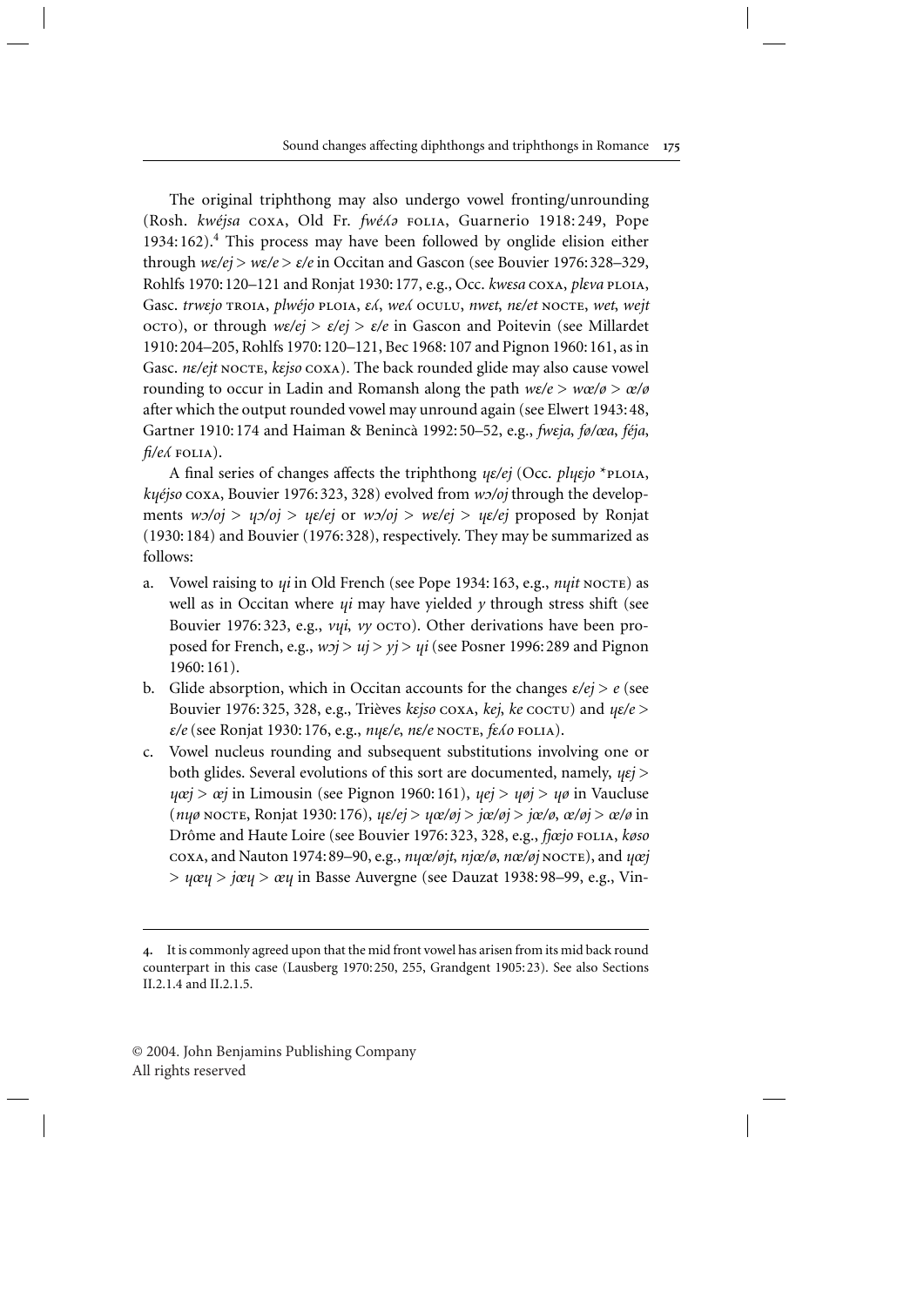The original triphthong may also undergo vowel fronting/unrounding (Rosh. *kwéjsa* COXA, Old Fr. *fwéʎə* FOLIA, Guarnerio 1918: 249, Pope 1934: 162).[4] This process may have been followed by onglide elision either through *wɛ/ej* > *wɛ/e* > *ɛ/e* in Occitan and Gascon (see Bouvier 1976: 328–329, Rohlfs 1970: 120–121 and Ronjat 1930: 177, e.g., Occ. *kwɛsa* COXA, *plɛva* PLOIA, Gasc. *trwɛjo* TROIA, *plwéjo* PLOIA, *ɛʎ*, *weʎ* OCULU, *nwɛt*, *nɛ/et* NOCTE, *wet*, *wejt* OCTO), or through *wɛ/ej* > *ɛ/ej* > *ɛ/e* in Gascon and Poitevin (see Millardet 1910: 204–205, Rohlfs 1970: 120–121, Bec 1968: 107 and Pignon 1960: 161, as in Gasc. *nɛ/ejt* NOCTE, *kɛjso* COXA). The back rounded glide may also cause vowel rounding to occur in Ladin and Romansh along the path *wɛ/e* > *wœ/ø* > *œ/ø* after which the output rounded vowel may unround again (see Elwert 1943: 48, Gartner 1910: 174 and Haiman & Benincà 1992: 50–52, e.g., *fwɛja*, *fø/œa*, *féja*, *fi/eʎ* FOLIA).

A final series of changes affects the triphthong *ɥɛ/ej* (Occ. *plɥɛjo* \*PLOIA, *kɥéjso* COXA, Bouvier 1976: 323, 328) evolved from *wɔ/oj* through the developments *wɔ/oj* > *ɥɔ/oj* > *ɥɛ/ej* or *wɔ/oj* > *wɛ/ej* > *ɥɛ/ej* proposed by Ronjat (1930: 184) and Bouvier (1976: 328), respectively. They may be summarized as follows:

a. Vowel raising to *ɥi* in Old French (see Pope 1934: 163, e.g., *nɥit* NOCTE) as well as in Occitan where *ɥi* may have yielded *y* through stress shift (see Bouvier 1976: 323, e.g., *vɥi*, *vy* OCTO). Other derivations have been proposed for French, e.g., *wɔj* > *uj* > *yj* > *ɥi* (see Posner 1996: 289 and Pignon 1960: 161).
b. Glide absorption, which in Occitan accounts for the changes *ɛ/ej* > *e* (see Bouvier 1976: 325, 328, e.g., Trièves *kɛjso* COXA, *kej*, *ke* COCTU) and *ɥɛ/e* > *ɛ/e* (see Ronjat 1930: 176, e.g., *nɥɛ/e*, *nɛ/e* NOCTE, *fɛʎo* FOLIA).
c. Vowel nucleus rounding and subsequent substitutions involving one or both glides. Several evolutions of this sort are documented, namely, *ɥɛj* > *ɥœj* > *œj* in Limousin (see Pignon 1960: 161), *ɥej* > *ɥøj* > *ɥø* in Vaucluse (*nɥø* NOCTE, Ronjat 1930: 176), *ɥɛ/ej* > *ɥœ/øj* > *jœ/øj* > *jœ/ø*, *œ/øj* > *œ/ø* in Drôme and Haute Loire (see Bouvier 1976: 323, 328, e.g., *fjœjo* FOLIA, *køso* COXA, and Nauton 1974: 89–90, e.g., *nɥœ/øjt*, *njœ/ø*, *nœ/øj* NOCTE), and *ɥœj* > *ɥœɥ* > *jœɥ* > *œɥ* in Basse Auvergne (see Dauzat 1938: 98–99, e.g., Vin-

---

4. It is commonly agreed upon that the mid front vowel has arisen from its mid back round counterpart in this case (Lausberg 1970: 250, 255, Grandgent 1905: 23). See also Sections II.2.1.4 and II.2.1.5.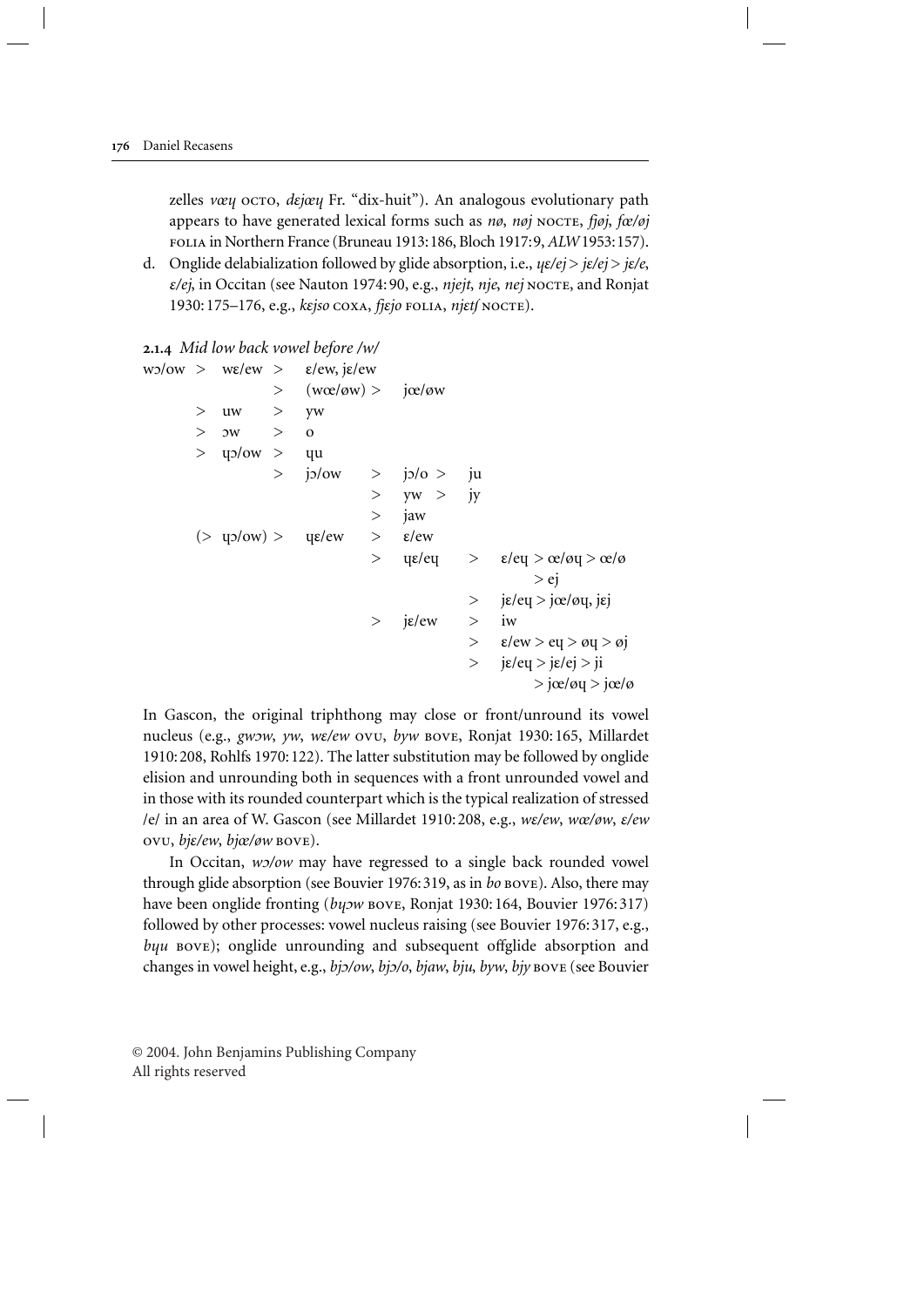zelles *vœɥ* OCTO, *dɛjœɥ* Fr. "dix-huit"). An analogous evolutionary path appears to have generated lexical forms such as *nø*, *nøj* NOCTE, *fjøj*, *fœ/øj* FOLIA in Northern France (Bruneau 1913:186, Bloch 1917:9, *ALW* 1953:157).

d. Onglide delabialization followed by glide absorption, i.e., *ɥɛ/ej* > *jɛ/ej* > *jɛ/e*, *ɛ/ej*, in Occitan (see Nauton 1974:90, e.g., *njejt*, *nje*, *nej* NOCTE, and Ronjat 1930:175–176, e.g., *kɛjso* COXA, *fjɛjo* FOLIA, *njɛtʃ* NOCTE).

**2.1.4** *Mid low back vowel before /w/*

```
wɔ/ow  >  wɛ/ew  >   ɛ/ew, jɛ/ew
                 >   (wœ/øw) >   jœ/øw
       >  uw     >   yw
       >  ɔw     >   o
       >  ɥɔ/ow  >   ɥu
                 >   jɔ/ow    >   jɔ/o >   ju
                              >   yw   >   jy
                              >   jaw
       (> ɥɔ/ow) >   ɥɛ/ew    >   ɛ/ew
                              >   ɥɛ/eɥ    >   ɛ/eɥ > œ/øɥ > œ/ø
                                                 > ej
                                           >   jɛ/eɥ > jœ/øɥ, jɛj
                              >   jɛ/ew    >   iw
                                           >   ɛ/ew > eɥ > øɥ > øj
                                           >   jɛ/eɥ > jɛ/ej > ji
                                                 > jœ/øɥ > jœ/ø
```

In Gascon, the original triphthong may close or front/unround its vowel nucleus (e.g., *gwɔw*, *yw*, *wɛ/ew* OVU, *byw* BOVE, Ronjat 1930:165, Millardet 1910:208, Rohlfs 1970:122). The latter substitution may be followed by onglide elision and unrounding both in sequences with a front unrounded vowel and in those with its rounded counterpart which is the typical realization of stressed /e/ in an area of W. Gascon (see Millardet 1910:208, e.g., *wɛ/ew*, *wœ/øw*, *ɛ/ew* OVU, *bjɛ/ew*, *bjœ/øw* BOVE).

In Occitan, *wɔ/ow* may have regressed to a single back rounded vowel through glide absorption (see Bouvier 1976:319, as in *bo* BOVE). Also, there may have been onglide fronting (*bɥɔw* BOVE, Ronjat 1930:164, Bouvier 1976:317) followed by other processes: vowel nucleus raising (see Bouvier 1976:317, e.g., *bɥu* BOVE); onglide unrounding and subsequent offglide absorption and changes in vowel height, e.g., *bjɔ/ow*, *bjɔ/o*, *bjaw*, *bju*, *byw*, *bjy* BOVE (see Bouvier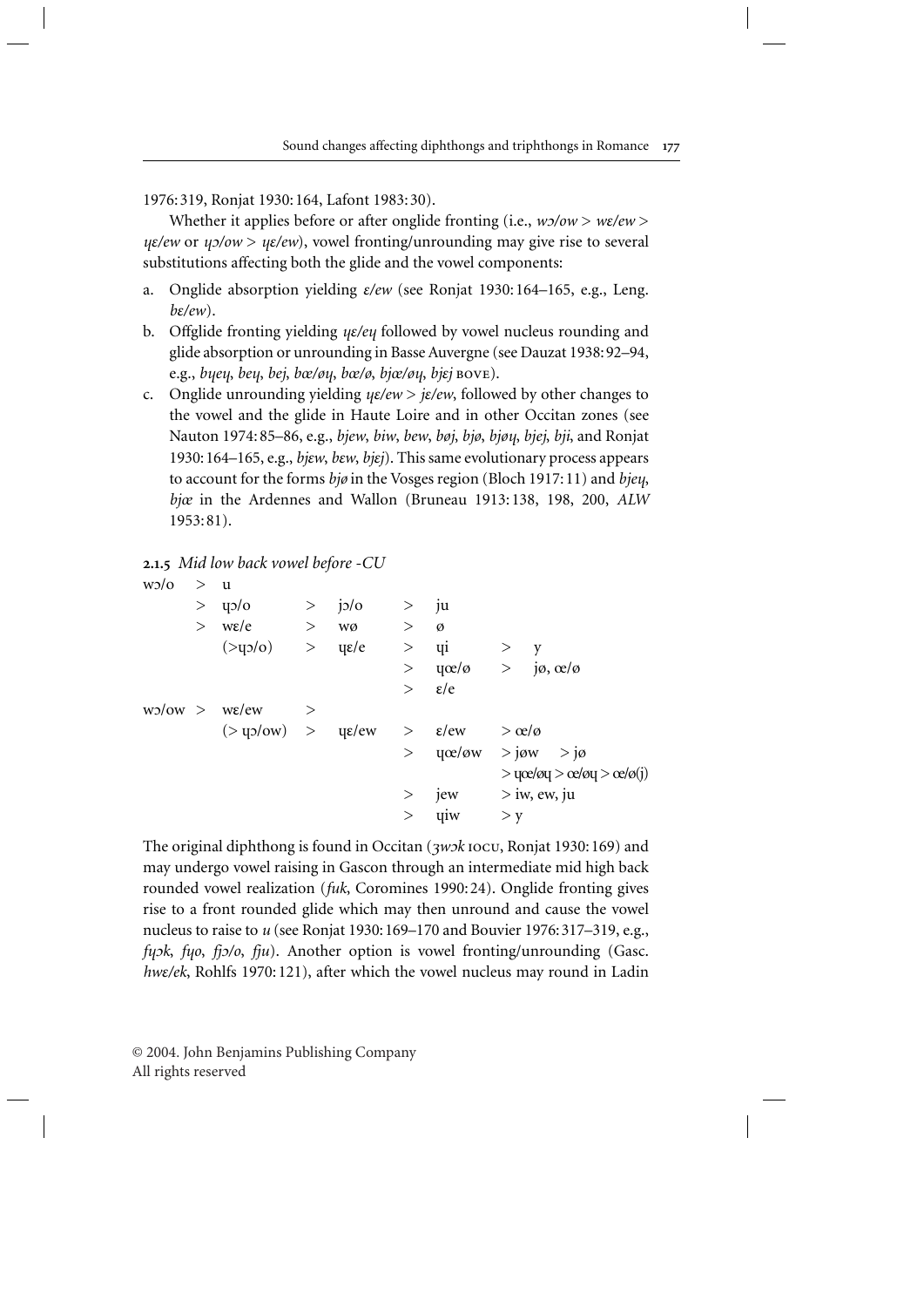1976: 319, Ronjat 1930: 164, Lafont 1983: 30).

Whether it applies before or after onglide fronting (i.e., *wɔ/ow* > *wɛ/ew* > *ɥɛ/ew* or *ɥɔ/ow* > *ɥɛ/ew*), vowel fronting/unrounding may give rise to several substitutions affecting both the glide and the vowel components:

a. Onglide absorption yielding *ɛ/ew* (see Ronjat 1930: 164–165, e.g., Leng. *bɛ/ew*).
b. Offglide fronting yielding *ɥɛ/eɥ* followed by vowel nucleus rounding and glide absorption or unrounding in Basse Auvergne (see Dauzat 1938: 92–94, e.g., *bɥeɥ*, *beɥ*, *bej*, *bœ/øɥ*, *bœ/ø*, *bjœ/øɥ*, *bjej* BOVE).
c. Onglide unrounding yielding *ɥɛ/ew* > *jɛ/ew*, followed by other changes to the vowel and the glide in Haute Loire and in other Occitan zones (see Nauton 1974: 85–86, e.g., *bjew*, *biw*, *bew*, *bøj*, *bjø*, *bjøɥ*, *bjej*, *bji*, and Ronjat 1930: 164–165, e.g., *bjɛw*, *bɛw*, *bjɛj*). This same evolutionary process appears to account for the forms *bjø* in the Vosges region (Bloch 1917: 11) and *bjeɥ*, *bjœ* in the Ardennes and Wallon (Bruneau 1913: 138, 198, 200, *ALW* 1953: 81).

**2.1.5** *Mid low back vowel before -CU*

| | | | | | | | | |
|---|---|---|---|---|---|---|---|---|
| wɔ/o | > | u | | | | | | |
| | > | ɥɔ/o | > | jɔ/o | > | ju | | |
| | > | wɛ/e | > | wø | > | ø | | |
| | | (>ɥɔ/o) | > | ɥɛ/e | > | ɥi | > | y |
| | | | | | > | ɥœ/ø | > | jø, œ/ø |
| | | | | | > | ɛ/e | | |
| wɔ/ow | > | wɛ/ew | > | | | | | |
| | | (> ɥɔ/ow) | > | ɥɛ/ew | > | ɛ/ew | > œ/ø | |
| | | | | | > | ɥœ/øw | > jøw > jø | |
| | | | | | | | > ɥœ/øɥ > œ/øɥ > œ/ø(j) | |
| | | | | | > | jew | > iw, ew, ju | |
| | | | | | > | ɥiw | > y | |

The original diphthong is found in Occitan (*ʒwɔk* IOCU, Ronjat 1930: 169) and may undergo vowel raising in Gascon through an intermediate mid high back rounded vowel realization (*fuk*, Coromines 1990: 24). Onglide fronting gives rise to a front rounded glide which may then unround and cause the vowel nucleus to raise to *u* (see Ronjat 1930: 169–170 and Bouvier 1976: 317–319, e.g., *fɥɔk*, *fɥo*, *fjɔ/o*, *fju*). Another option is vowel fronting/unrounding (Gasc. *hwɛ/ek*, Rohlfs 1970: 121), after which the vowel nucleus may round in Ladin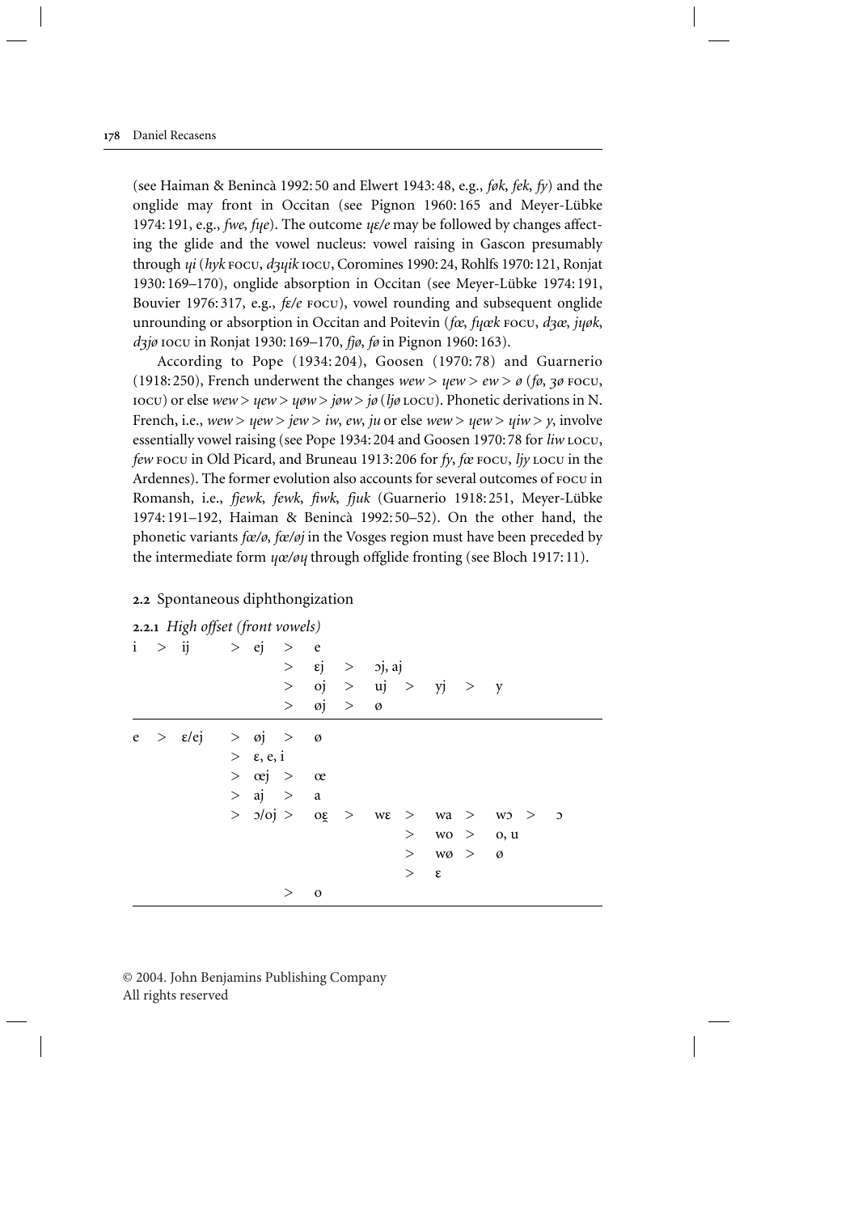(see Haiman & Benincà 1992: 50 and Elwert 1943: 48, e.g., *føk*, *fek*, *fy*) and the onglide may front in Occitan (see Pignon 1960: 165 and Meyer-Lübke 1974: 191, e.g., *fwe*, *fɥe*). The outcome *ɥɛ/e* may be followed by changes affecting the glide and the vowel nucleus: vowel raising in Gascon presumably through *ɥi* (*hyk* FOCU, *dʒɥik* IOCU, Coromines 1990: 24, Rohlfs 1970: 121, Ronjat 1930: 169–170), onglide absorption in Occitan (see Meyer-Lübke 1974: 191, Bouvier 1976: 317, e.g., *fɛ/e* FOCU), vowel rounding and subsequent onglide unrounding or absorption in Occitan and Poitevin (*fœ*, *fɥœk* FOCU, *dʒœ*, *jɥøk*, *dʒjø* IOCU in Ronjat 1930: 169–170, *fjø*, *fø* in Pignon 1960: 163).

According to Pope (1934: 204), Goosen (1970: 78) and Guarnerio (1918: 250), French underwent the changes *wew > ɥew > ew > ø* (*fø*, *ʒø* FOCU, IOCU) or else *wew > ɥew > ɥøw > jøw > jø* (*ljø* LOCU). Phonetic derivations in N. French, i.e., *wew > ɥew > jew > iw*, *ew*, *ju* or else *wew > ɥew > ɥiw > y*, involve essentially vowel raising (see Pope 1934: 204 and Goosen 1970: 78 for *liw* LOCU, *few* FOCU in Old Picard, and Bruneau 1913: 206 for *fy*, *fœ* FOCU, *ljy* LOCU in the Ardennes). The former evolution also accounts for several outcomes of FOCU in Romansh, i.e., *fjewk*, *fewk*, *fiwk*, *fjuk* (Guarnerio 1918: 251, Meyer-Lübke 1974: 191–192, Haiman & Benincà 1992: 50–52). On the other hand, the phonetic variants *fœ/ø*, *fœ/øj* in the Vosges region must have been preceded by the intermediate form *ɥœ/øɥ* through offglide fronting (see Bloch 1917: 11).

## 2.2 Spontaneous diphthongization

### 2.2.1 *High offset (front vowels)*

```
i  >  ij    >  ej   >  e
                    >  ɛj  >  ɔj, aj
                    >  oj  >  uj  >  yj  >  y
                    >  øj  >  ø
------------------------------------------------------------
e  >  ɛ/ej  >  øj   >  ø
            >  ɛ, e, i
            >  œj   >  œ
            >  aj   >  a
            >  ɔ/oj >  oe̯  >  wɛ  >  wa  >  wɔ  >  ɔ
                                 >  wo  >  o, u
                                 >  wø  >  ø
                                 >  ɛ
                    >  o
------------------------------------------------------------
```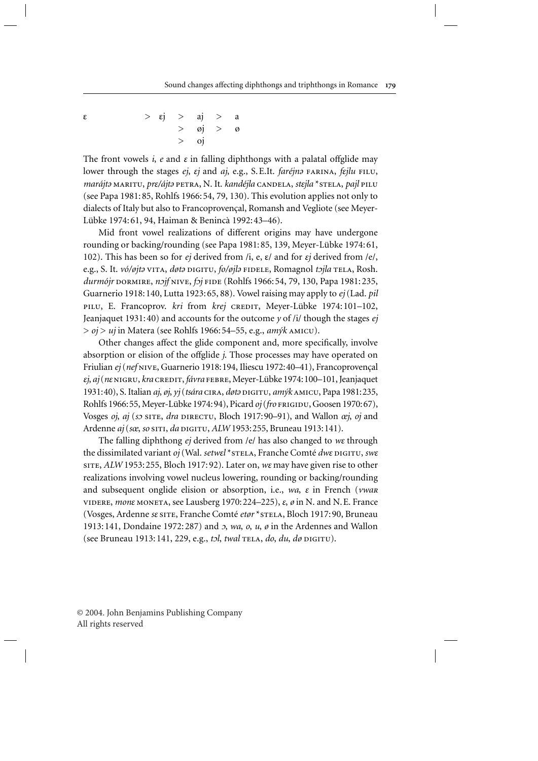ɛ > ɛj > aj > a
> øj > ø
> oj

The front vowels *i*, *e* and *ɛ* in falling diphthongs with a palatal offglide may lower through the stages *ej*, *ɛj* and *aj*, e.g., S.E.It. *faréjnə* FARINA, *fɛjlu* FILU, *marájtə* MARITU, *prɛ/ájtə* PETRA, N. It. *kandéjla* CANDELA, *stɛjla* \*STELA, *pajl* PILU (see Papa 1981: 85, Rohlfs 1966: 54, 79, 130). This evolution applies not only to dialects of Italy but also to Francoprovençal, Romansh and Vegliote (see Meyer-Lübke 1974: 61, 94, Haiman & Benincà 1992: 43–46).

Mid front vowel realizations of different origins may have undergone rounding or backing/rounding (see Papa 1981: 85, 139, Meyer-Lübke 1974: 61, 102). This has been so for *ej* derived from /i, e, ɛ/ and for *ɛj* derived from /e/, e.g., S. It. *vó/øjtə* VITA, *døtə* DIGITU, *fo/øjlə* FIDELE, Romagnol *tɔjla* TELA, Rosh. *durmójr* DORMIRE, *nɔjf* NIVE, *fɔj* FIDE (Rohlfs 1966: 54, 79, 130, Papa 1981: 235, Guarnerio 1918: 140, Lutta 1923: 65, 88). Vowel raising may apply to *ej* (Lad. *pil* PILU, E. Francoprov. *kri* from *krej* CREDIT, Meyer-Lübke 1974: 101–102, Jeanjaquet 1931: 40) and accounts for the outcome *y* of /i/ though the stages *ej* > *oj* > *uj* in Matera (see Rohlfs 1966: 54–55, e.g., *amýk* AMICU).

Other changes affect the glide component and, more specifically, involve absorption or elision of the offglide *j*. Those processes may have operated on Friulian *ej* (*nef* NIVE, Guarnerio 1918: 194, Iliescu 1972: 40–41), Francoprovençal *ɛj*, *aj* (*nɛ* NIGRU, *kra* CREDIT, *fávra* FEBRE, Meyer-Lübke 1974: 100–101, Jeanjaquet 1931: 40), S. Italian *aj*, *øj*, *yj* (*tsára* CIRA, *døtə* DIGITU, *amýk* AMICU, Papa 1981: 235, Rohlfs 1966: 55, Meyer-Lübke 1974: 94), Picard *oj* (*fro* FRIGIDU, Goosen 1970: 67), Vosges *oj*, *aj* (*sɔ* SITE, *dra* DIRECTU, Bloch 1917: 90–91), and Wallon *œj*, *oj* and Ardenne *aj* (*sœ*, *so* SITI, *da* DIGITU, *ALW* 1953: 255, Bruneau 1913: 141).

The falling diphthong *ej* derived from /e/ has also changed to *wɛ* through the dissimilated variant *oj* (Wal. *setwɛl* \*STELA, Franche Comté *dwɛ* DIGITU, *swɛ* SITE, *ALW* 1953: 255, Bloch 1917: 92). Later on, *wɛ* may have given rise to other realizations involving vowel nucleus lowering, rounding or backing/rounding and subsequent onglide elision or absorption, i.e., *wa*, *ɛ* in French (*vwaʀ* VIDERE, *monɛ* MONETA, see Lausberg 1970: 224–225), *ɛ*, *ø* in N. and N.E. France (Vosges, Ardenne *sɛ* SITE, Franche Comté *etøʀ* \*STELA, Bloch 1917: 90, Bruneau 1913: 141, Dondaine 1972: 287) and *ɔ*, *wa*, *o*, *u*, *ø* in the Ardennes and Wallon (see Bruneau 1913: 141, 229, e.g., *tɔl*, *twal* TELA, *do*, *du*, *dø* DIGITU).

© 2004. John Benjamins Publishing Company
All rights reserved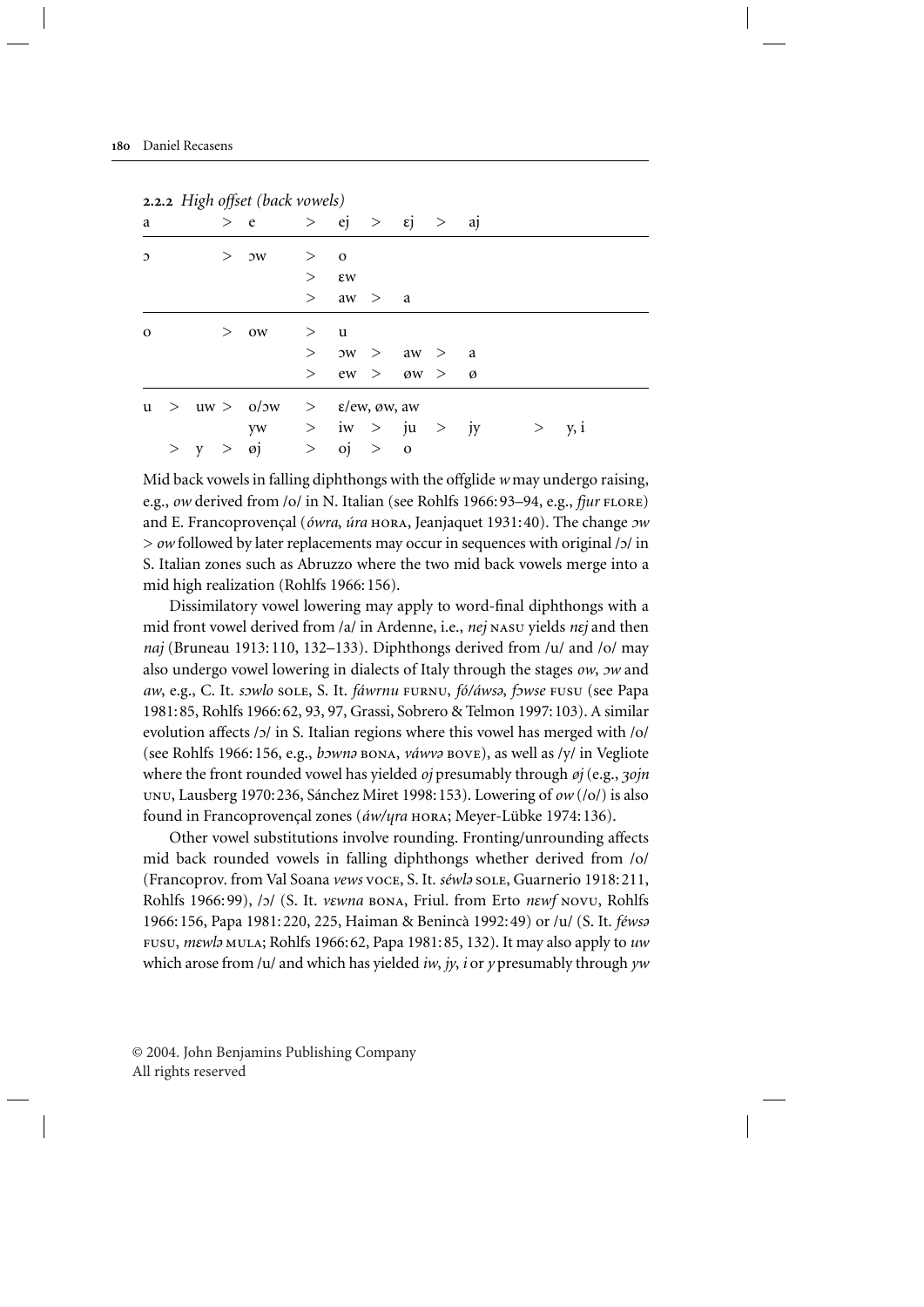**2.2.2** *High offset (back vowels)*

| | | | | | | | | | | | | | | |
|---|---|---|---|---|---|---|---|---|---|---|---|---|---|---|
| a | | | > | e | > | ej | > | ɛj | > | aj | | | | |
| ɔ | | | > | ɔw | > | o | | | | | | | | |
| | | | | | > | ɛw | | | | | | | | |
| | | | | | > | aw | > | a | | | | | | |
| o | | | > | ow | > | u | | | | | | | | |
| | | | | | > | ɔw | > | aw | > | a | | | | |
| | | | | | > | ew | > | øw | > | ø | | | | |
| u | > | uw | > | o/ɔw | > | ɛ/ew, øw, aw | | | | | | | | |
| | | | | yw | > | iw | > | ju | > | jy | | > | y, i | |
| | > | y | > | øj | > | oj | > | o | | | | | | |

Mid back vowels in falling diphthongs with the offglide *w* may undergo raising, e.g., *ow* derived from /o/ in N. Italian (see Rohlfs 1966: 93–94, e.g., *fjur* FLORE) and E. Francoprovençal (*ówra*, *úra* HORA, Jeanjaquet 1931: 40). The change *ɔw* > *ow* followed by later replacements may occur in sequences with original /ɔ/ in S. Italian zones such as Abruzzo where the two mid back vowels merge into a mid high realization (Rohlfs 1966: 156).

Dissimilatory vowel lowering may apply to word-final diphthongs with a mid front vowel derived from /a/ in Ardenne, i.e., *nej* NASU yields *nɛj* and then *naj* (Bruneau 1913: 110, 132–133). Diphthongs derived from /u/ and /o/ may also undergo vowel lowering in dialects of Italy through the stages *ow*, *ɔw* and *aw*, e.g., C. It. *sɔwlo* SOLE, S. It. *fáwrnu* FURNU, *fó/áwsə*, *fɔwse* FUSU (see Papa 1981: 85, Rohlfs 1966: 62, 93, 97, Grassi, Sobrero & Telmon 1997: 103). A similar evolution affects /ɔ/ in S. Italian regions where this vowel has merged with /o/ (see Rohlfs 1966: 156, e.g., *bɔwnə* BONA, *váwvə* BOVE), as well as /y/ in Vegliote where the front rounded vowel has yielded *oj* presumably through *øj* (e.g., *ʒojn* UNU, Lausberg 1970: 236, Sánchez Miret 1998: 153). Lowering of *ow* (/o/) is also found in Francoprovençal zones (*áw/ɥra* HORA; Meyer-Lübke 1974: 136).

Other vowel substitutions involve rounding. Fronting/unrounding affects mid back rounded vowels in falling diphthongs whether derived from /o/ (Francoprov. from Val Soana *vews* VOCE, S. It. *séwlə* SOLE, Guarnerio 1918: 211, Rohlfs 1966: 99), /ɔ/ (S. It. *vɛwna* BONA, Friul. from Erto *nɛwf* NOVU, Rohlfs 1966: 156, Papa 1981: 220, 225, Haiman & Benincà 1992: 49) or /u/ (S. It. *féwsə* FUSU, *mɛwlə* MULA; Rohlfs 1966: 62, Papa 1981: 85, 132). It may also apply to *uw* which arose from /u/ and which has yielded *iw*, *jy*, *i* or *y* presumably through *yw*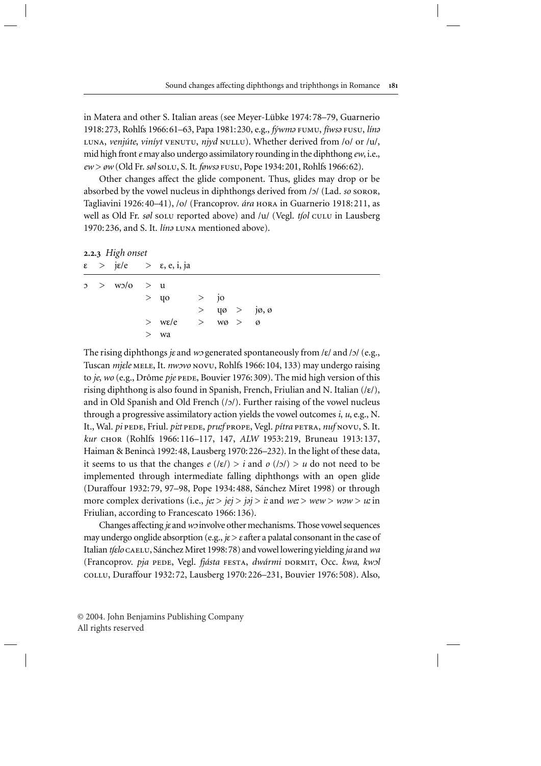in Matera and other S. Italian areas (see Meyer-Lübke 1974: 78–79, Guarnerio 1918: 273, Rohlfs 1966: 61–63, Papa 1981: 230, e.g., *fýwmə* FUMU, *fíwsə* FUSU, *línə* LUNA, *venjúte*, *viníyt* VENUTU, *njyd* NULLU). Whether derived from /o/ or /u/, mid high front *e* may also undergo assimilatory rounding in the diphthong *ew*, i.e., *ew* > *øw* (Old Fr. *søl* SOLU, S. It. *føwsə* FUSU, Pope 1934: 201, Rohlfs 1966: 62).

Other changes affect the glide component. Thus, glides may drop or be absorbed by the vowel nucleus in diphthongs derived from /ɔ/ (Lad. *so* SOROR, Tagliavini 1926: 40–41), /o/ (Francoprov. *ára* HORA in Guarnerio 1918: 211, as well as Old Fr. *søl* SOLU reported above) and /u/ (Vegl. *tʃol* CULU in Lausberg 1970: 236, and S. It. *línə* LUNA mentioned above).

**2.2.3** *High onset*

| | | | | | | | | |
|---|---|---|---|---|---|---|---|---|
| ɛ | > | jɛ/e | > | ɛ, e, i, ja | | | | |
| ɔ | > | wɔ/o | > | u | | | | |
| | | | > | ɥo | > | jo | | |
| | | | | | > | ɥø | > | jø, ø |
| | | | > | wɛ/e | > | wø | > | ø |
| | | | > | wa | | | | |

The rising diphthongs *jɛ* and *wɔ* generated spontaneously from /ɛ/ and /ɔ/ (e.g., Tuscan *mjɛle* MELE, It. *nwɔvo* NOVU, Rohlfs 1966: 104, 133) may undergo raising to *je*, *wo* (e.g., Drôme *pje* PEDE, Bouvier 1976: 309). The mid high version of this rising diphthong is also found in Spanish, French, Friulian and N. Italian (/ɛ/), and in Old Spanish and Old French (/ɔ/). Further raising of the vowel nucleus through a progressive assimilatory action yields the vowel outcomes *i*, *u*, e.g., N. It., Wal. *pi* PEDE, Friul. *pi:t* PEDE, *pru:f* PROPE, Vegl. *pítra* PETRA, *nuf* NOVU, S. It. *kur* CHOR (Rohlfs 1966: 116–117, 147, *ALW* 1953: 219, Bruneau 1913: 137, Haiman & Benincà 1992: 48, Lausberg 1970: 226–232). In the light of these data, it seems to us that the changes *e* (/ɛ/) > *i* and *o* (/ɔ/) > *u* do not need to be implemented through intermediate falling diphthongs with an open glide (Duraffour 1932: 79, 97–98, Pope 1934: 488, Sánchez Miret 1998) or through more complex derivations (i.e., *je:* > *jej* > *jəj* > *i:* and *we:* > *wew* > *wəw* > *u:* in Friulian, according to Francescato 1966: 136).

Changes affecting *jɛ* and *wɔ* involve other mechanisms. Those vowel sequences may undergo onglide absorption (e.g., *jɛ* > *ɛ* after a palatal consonant in the case of Italian *tʃɛlo* CAELU, Sánchez Miret 1998: 78) and vowel lowering yielding *ja* and *wa* (Francoprov. *pja* PEDE, Vegl. *fjásta* FESTA, *dwármi* DORMIT, Occ. *kwa*, *kwɔl* COLLU, Duraffour 1932: 72, Lausberg 1970: 226–231, Bouvier 1976: 508). Also,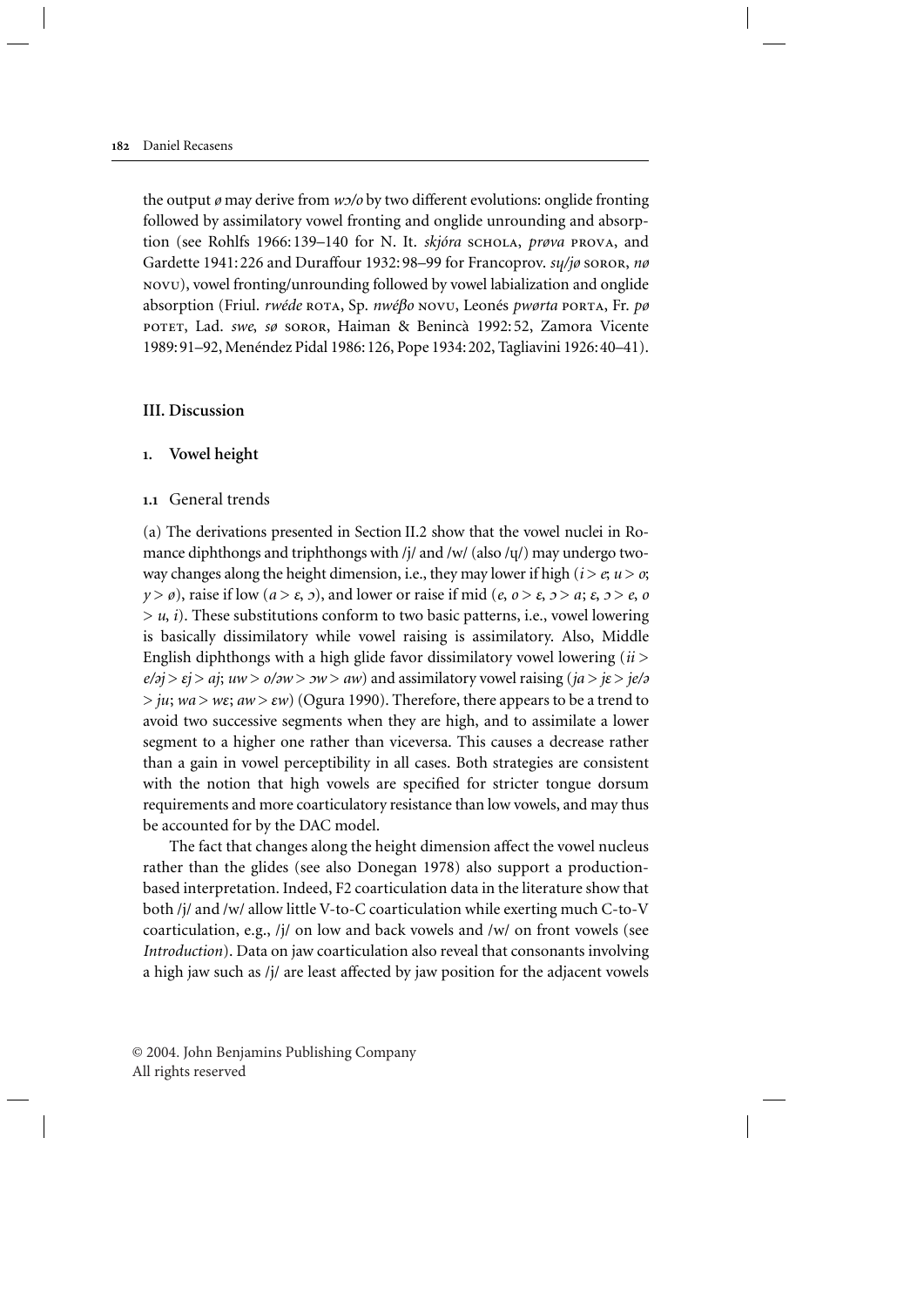the output *ø* may derive from *wɔ/o* by two different evolutions: onglide fronting followed by assimilatory vowel fronting and onglide unrounding and absorption (see Rohlfs 1966: 139–140 for N. It. *skjóra* SCHOLA, *prøva* PROVA, and Gardette 1941: 226 and Duraffour 1932: 98–99 for Francoprov. *sɥ/jø* SOROR, *nø* NOVU), vowel fronting/unrounding followed by vowel labialization and onglide absorption (Friul. *rwéde* ROTA, Sp. *nwéβo* NOVU, Leonés *pwørta* PORTA, Fr. *pø* POTET, Lad. *swe*, *sø* SOROR, Haiman & Benincà 1992: 52, Zamora Vicente 1989: 91–92, Menéndez Pidal 1986: 126, Pope 1934: 202, Tagliavini 1926: 40–41).

## III. Discussion

### 1. Vowel height

#### 1.1 General trends

(a) The derivations presented in Section II.2 show that the vowel nuclei in Romance diphthongs and triphthongs with /j/ and /w/ (also /ɥ/) may undergo two-way changes along the height dimension, i.e., they may lower if high (*i* > *e*; *u* > *o*; *y* > *ø*), raise if low (*a* > *ɛ*, *ɔ*), and lower or raise if mid (*e*, *o* > *ɛ*, *ɔ* > *a*; *ɛ*, *ɔ* > *e*, *o* > *u*, *i*). These substitutions conform to two basic patterns, i.e., vowel lowering is basically dissimilatory while vowel raising is assimilatory. Also, Middle English diphthongs with a high glide favor dissimilatory vowel lowering (*ii* > *e/əj* > *ɛj* > *aj*; *uw* > *o/əw* > *ɔw* > *aw*) and assimilatory vowel raising (*ja* > *jɛ* > *je/ə* > *ju*; *wa* > *wɛ*; *aw* > *ɛw*) (Ogura 1990). Therefore, there appears to be a trend to avoid two successive segments when they are high, and to assimilate a lower segment to a higher one rather than viceversa. This causes a decrease rather than a gain in vowel perceptibility in all cases. Both strategies are consistent with the notion that high vowels are specified for stricter tongue dorsum requirements and more coarticulatory resistance than low vowels, and may thus be accounted for by the DAC model.

The fact that changes along the height dimension affect the vowel nucleus rather than the glides (see also Donegan 1978) also support a production-based interpretation. Indeed, F2 coarticulation data in the literature show that both /j/ and /w/ allow little V-to-C coarticulation while exerting much C-to-V coarticulation, e.g., /j/ on low and back vowels and /w/ on front vowels (see *Introduction*). Data on jaw coarticulation also reveal that consonants involving a high jaw such as /j/ are least affected by jaw position for the adjacent vowels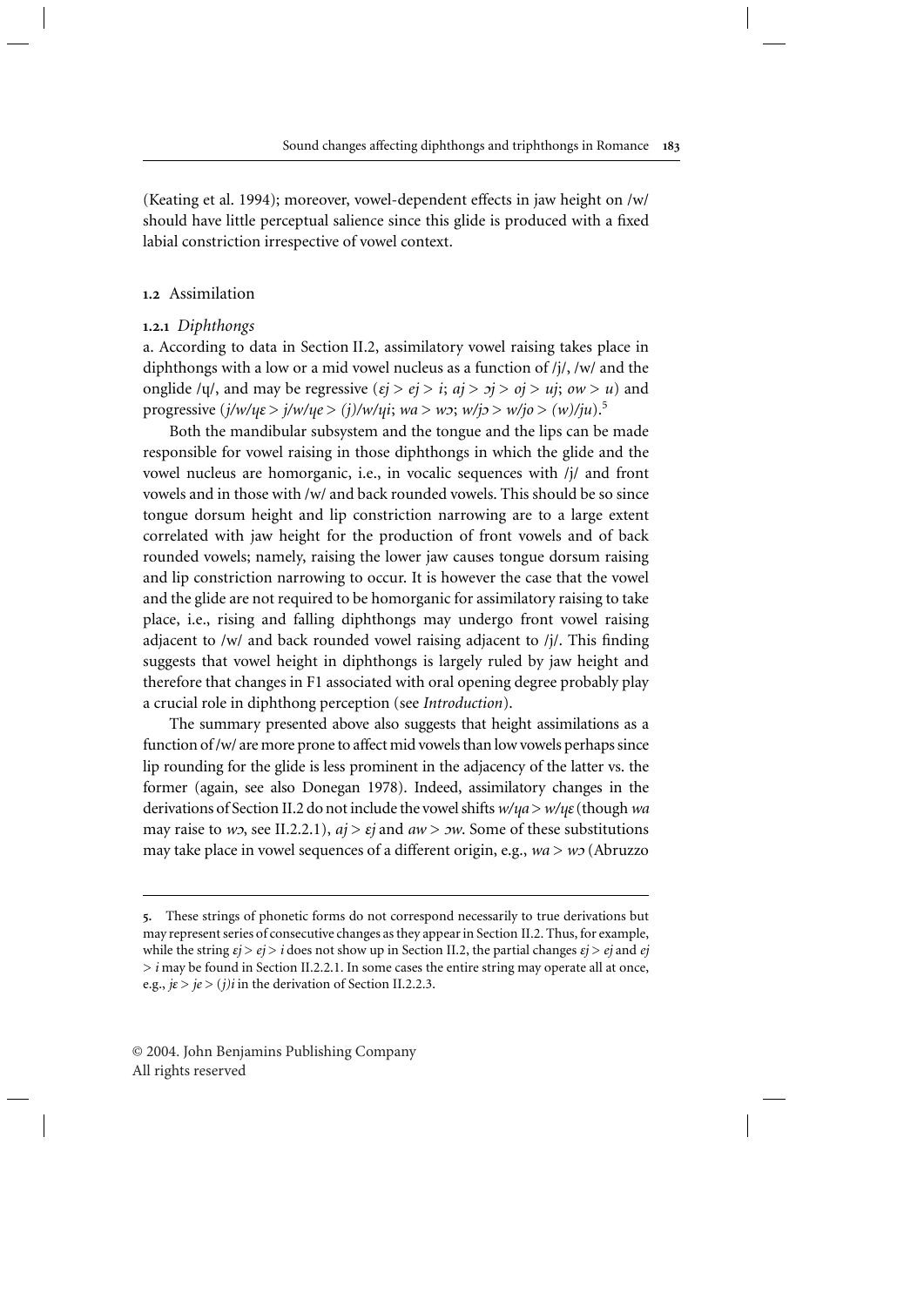(Keating et al. 1994); moreover, vowel-dependent effects in jaw height on /w/ should have little perceptual salience since this glide is produced with a fixed labial constriction irrespective of vowel context.

### 1.2 Assimilation

#### 1.2.1 *Diphthongs*

a. According to data in Section II.2, assimilatory vowel raising takes place in diphthongs with a low or a mid vowel nucleus as a function of /j/, /w/ and the onglide /ɥ/, and may be regressive (*ɛj > ej > i*; *aj > ɔj > oj > uj*; *ow > u*) and progressive (*j/w/ɥɛ > j/w/ɥe > (j)/w/ɥi*; *wa > wɔ*; *w/jɔ > w/jo > (w)/ju*).[5]

Both the mandibular subsystem and the tongue and the lips can be made responsible for vowel raising in those diphthongs in which the glide and the vowel nucleus are homorganic, i.e., in vocalic sequences with /j/ and front vowels and in those with /w/ and back rounded vowels. This should be so since tongue dorsum height and lip constriction narrowing are to a large extent correlated with jaw height for the production of front vowels and of back rounded vowels; namely, raising the lower jaw causes tongue dorsum raising and lip constriction narrowing to occur. It is however the case that the vowel and the glide are not required to be homorganic for assimilatory raising to take place, i.e., rising and falling diphthongs may undergo front vowel raising adjacent to /w/ and back rounded vowel raising adjacent to /j/. This finding suggests that vowel height in diphthongs is largely ruled by jaw height and therefore that changes in F1 associated with oral opening degree probably play a crucial role in diphthong perception (see *Introduction*).

The summary presented above also suggests that height assimilations as a function of /w/ are more prone to affect mid vowels than low vowels perhaps since lip rounding for the glide is less prominent in the adjacency of the latter vs. the former (again, see also Donegan 1978). Indeed, assimilatory changes in the derivations of Section II.2 do not include the vowel shifts *w/ɥa > w/ɥɛ* (though *wa* may raise to *wɔ*, see II.2.2.1), *aj > ɛj* and *aw > ɔw*. Some of these substitutions may take place in vowel sequences of a different origin, e.g., *wa > wɔ* (Abruzzo

---

5. These strings of phonetic forms do not correspond necessarily to true derivations but may represent series of consecutive changes as they appear in Section II.2. Thus, for example, while the string *ɛj > ej > i* does not show up in Section II.2, the partial changes *ɛj > ej* and *ej > i* may be found in Section II.2.2.1. In some cases the entire string may operate all at once, e.g., *jɛ > je > (j)i* in the derivation of Section II.2.2.3.

© 2004. John Benjamins Publishing Company
All rights reserved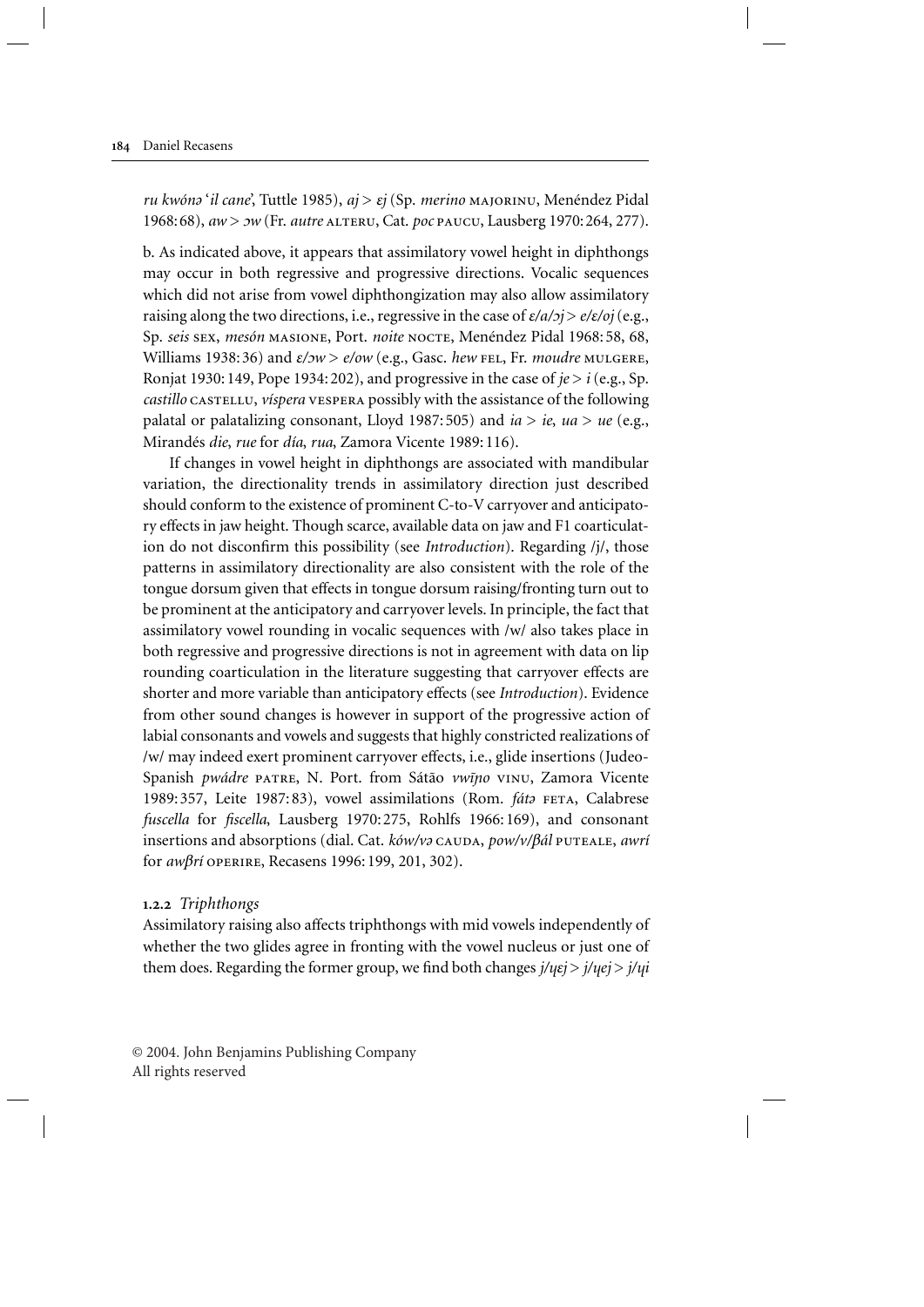*ru kwónə* '*il cane*', Tuttle 1985), *aj* > *ɛj* (Sp. *merino* MAJORINU, Menéndez Pidal 1968: 68), *aw* > *ɔw* (Fr. *autre* ALTERU, Cat. *poc* PAUCU, Lausberg 1970: 264, 277).

b. As indicated above, it appears that assimilatory vowel height in diphthongs may occur in both regressive and progressive directions. Vocalic sequences which did not arise from vowel diphthongization may also allow assimilatory raising along the two directions, i.e., regressive in the case of *ɛ/a/ɔj* > *e/ɛ/oj* (e.g., Sp. *seis* SEX, *mesón* MASIONE, Port. *noite* NOCTE, Menéndez Pidal 1968: 58, 68, Williams 1938: 36) and *ɛ/ɔw* > *e/ow* (e.g., Gasc. *hew* FEL, Fr. *moudre* MULGERE, Ronjat 1930: 149, Pope 1934: 202), and progressive in the case of *je* > *i* (e.g., Sp. *castillo* CASTELLU, *víspera* VESPERA possibly with the assistance of the following palatal or palatalizing consonant, Lloyd 1987: 505) and *ia* > *ie*, *ua* > *ue* (e.g., Mirandés *die*, *rue* for *día*, *rua*, Zamora Vicente 1989: 116).

If changes in vowel height in diphthongs are associated with mandibular variation, the directionality trends in assimilatory direction just described should conform to the existence of prominent C-to-V carryover and anticipatory effects in jaw height. Though scarce, available data on jaw and F1 coarticulation do not disconfirm this possibility (see *Introduction*). Regarding /j/, those patterns in assimilatory directionality are also consistent with the role of the tongue dorsum given that effects in tongue dorsum raising/fronting turn out to be prominent at the anticipatory and carryover levels. In principle, the fact that assimilatory vowel rounding in vocalic sequences with /w/ also takes place in both regressive and progressive directions is not in agreement with data on lip rounding coarticulation in the literature suggesting that carryover effects are shorter and more variable than anticipatory effects (see *Introduction*). Evidence from other sound changes is however in support of the progressive action of labial consonants and vowels and suggests that highly constricted realizations of /w/ may indeed exert prominent carryover effects, i.e., glide insertions (Judeo-Spanish *pwádre* PATRE, N. Port. from Sátão *vwĩɲo* VINU, Zamora Vicente 1989: 357, Leite 1987: 83), vowel assimilations (Rom. *fátə* FETA, Calabrese *fuscella* for *fiscella*, Lausberg 1970: 275, Rohlfs 1966: 169), and consonant insertions and absorptions (dial. Cat. *ków/və* CAUDA, *pow/v/βál* PUTEALE, *awrí* for *awβrí* OPERIRE, Recasens 1996: 199, 201, 302).

### 1.2.2 *Triphthongs*

Assimilatory raising also affects triphthongs with mid vowels independently of whether the two glides agree in fronting with the vowel nucleus or just one of them does. Regarding the former group, we find both changes *j/ɥɛj* > *j/ɥej* > *j/ɥi*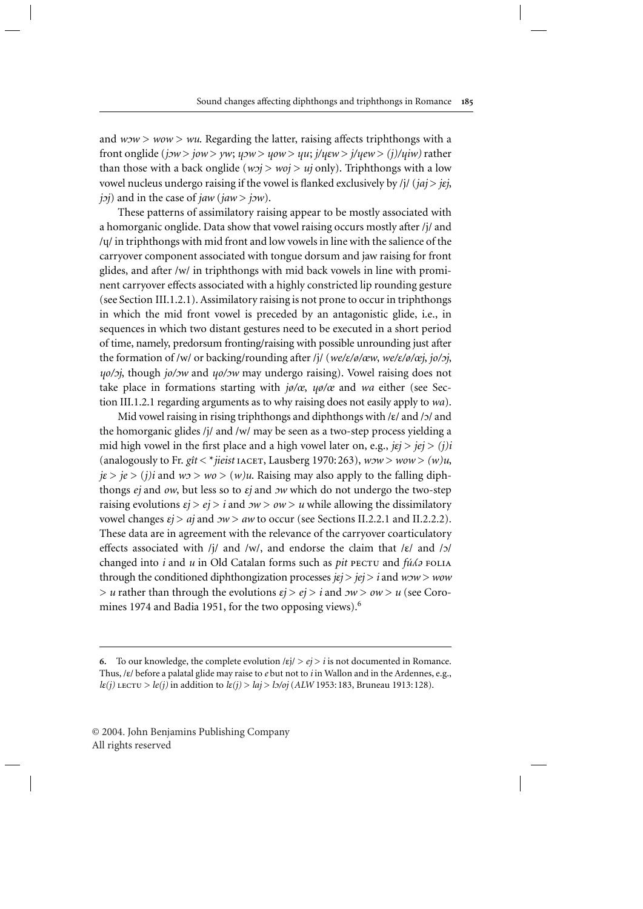and *wɔw* > *wow* > *wu*. Regarding the latter, raising affects triphthongs with a front onglide (*jɔw* > *jow* > *yw*; *ɥɔw* > *ɥow* > *ɥu*; *j/ɥɛw* > *j/ɥew* > *(j)/ɥiw)* rather than those with a back onglide (*wɔj* > *woj* > *uj* only). Triphthongs with a low vowel nucleus undergo raising if the vowel is flanked exclusively by /j/ (*jaj* > *jɛj*, *jɔj*) and in the case of *jaw* (*jaw* > *jɔw*).

These patterns of assimilatory raising appear to be mostly associated with a homorganic onglide. Data show that vowel raising occurs mostly after /j/ and /ɥ/ in triphthongs with mid front and low vowels in line with the salience of the carryover component associated with tongue dorsum and jaw raising for front glides, and after /w/ in triphthongs with mid back vowels in line with prominent carryover effects associated with a highly constricted lip rounding gesture (see Section III.1.2.1). Assimilatory raising is not prone to occur in triphthongs in which the mid front vowel is preceded by an antagonistic glide, i.e., in sequences in which two distant gestures need to be executed in a short period of time, namely, predorsum fronting/raising with possible unrounding just after the formation of /w/ or backing/rounding after /j/ (*we/ɛ/ø/œw*, *we/ɛ/ø/œj*, *jo/ɔj*, *ɥo/ɔj*, though *jo/ɔw* and *ɥo/ɔw* may undergo raising). Vowel raising does not take place in formations starting with *jø/œ*, *ɥø/œ* and *wa* either (see Section III.1.2.1 regarding arguments as to why raising does not easily apply to *wa*).

Mid vowel raising in rising triphthongs and diphthongs with /ɛ/ and /ɔ/ and the homorganic glides /j/ and /w/ may be seen as a two-step process yielding a mid high vowel in the first place and a high vowel later on, e.g., *jɛj* > *jej* > *(j)i* (analogously to Fr. *gît* < \**jieist* IACET, Lausberg 1970: 263), *wɔw* > *wow* > *(w)u*, *jɛ* > *je* > (*j*)*i* and *wɔ* > *wo* > (*w*)*u*. Raising may also apply to the falling diphthongs *ej* and *ow*, but less so to *ɛj* and *ɔw* which do not undergo the two-step raising evolutions *ɛj* > *ej* > *i* and *ɔw* > *ow* > *u* while allowing the dissimilatory vowel changes *ɛj* > *aj* and *ɔw* > *aw* to occur (see Sections II.2.2.1 and II.2.2.2). These data are in agreement with the relevance of the carryover coarticulatory effects associated with /j/ and /w/, and endorse the claim that /ɛ/ and /ɔ/ changed into *i* and *u* in Old Catalan forms such as *pit* PECTU and *fúʎə* FOLIA through the conditioned diphthongization processes *jɛj* > *jej* > *i* and *wɔw* > *wow* > *u* rather than through the evolutions *ɛj* > *ej* > *i* and *ɔw* > *ow* > *u* (see Coromines 1974 and Badia 1951, for the two opposing views).[6]

---

**6.** To our knowledge, the complete evolution /ɛj/ > *ej* > *i* is not documented in Romance. Thus, /ɛ/ before a palatal glide may raise to *e* but not to *i* in Wallon and in the Ardennes, e.g., *lɛ(j)* LECTU > *le(j)* in addition to *lɛ(j)* > *laj* > *lɔ/oj* (*ALW* 1953: 183, Bruneau 1913: 128).

© 2004. John Benjamins Publishing Company
All rights reserved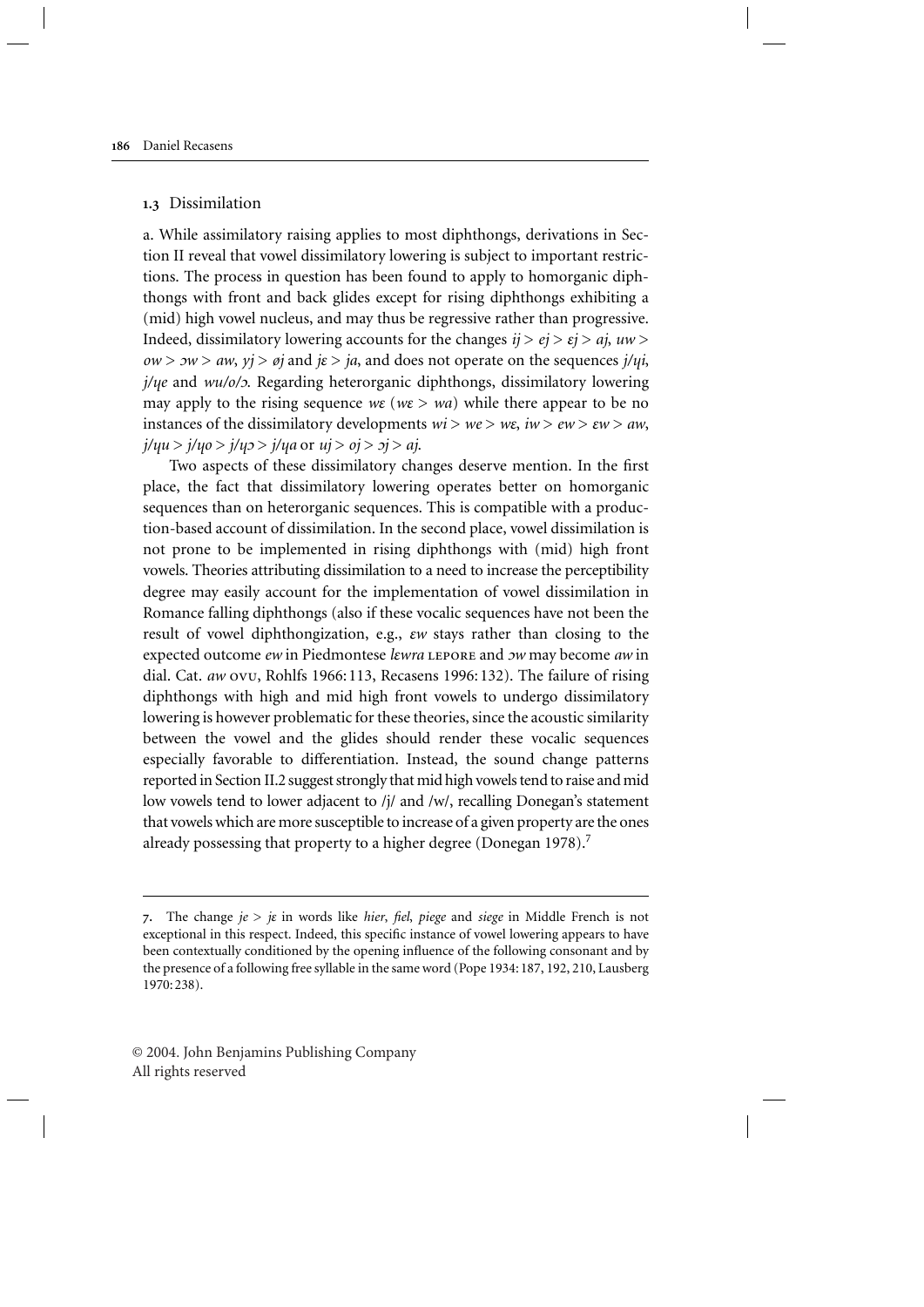### 1.3 Dissimilation

a. While assimilatory raising applies to most diphthongs, derivations in Section II reveal that vowel dissimilatory lowering is subject to important restrictions. The process in question has been found to apply to homorganic diphthongs with front and back glides except for rising diphthongs exhibiting a (mid) high vowel nucleus, and may thus be regressive rather than progressive. Indeed, dissimilatory lowering accounts for the changes *ij > ej > ɛj > aj*, *uw > ow > ɔw > aw*, *yj > øj* and *jɛ > ja*, and does not operate on the sequences *j/ɥi*, *j/ɥe* and *wu/o/ɔ*. Regarding heterorganic diphthongs, dissimilatory lowering may apply to the rising sequence *wɛ* (*wɛ > wa*) while there appear to be no instances of the dissimilatory developments *wi > we > wɛ*, *iw > ew > ɛw > aw*, *j/ɥu > j/ɥo > j/ɥɔ > j/ɥa* or *uj > oj > ɔj > aj*.

Two aspects of these dissimilatory changes deserve mention. In the first place, the fact that dissimilatory lowering operates better on homorganic sequences than on heterorganic sequences. This is compatible with a production-based account of dissimilation. In the second place, vowel dissimilation is not prone to be implemented in rising diphthongs with (mid) high front vowels. Theories attributing dissimilation to a need to increase the perceptibility degree may easily account for the implementation of vowel dissimilation in Romance falling diphthongs (also if these vocalic sequences have not been the result of vowel diphthongization, e.g., *ɛw* stays rather than closing to the expected outcome *ew* in Piedmontese *lɛwra* LEPORE and *ɔw* may become *aw* in dial. Cat. *aw* OVU, Rohlfs 1966: 113, Recasens 1996: 132). The failure of rising diphthongs with high and mid high front vowels to undergo dissimilatory lowering is however problematic for these theories, since the acoustic similarity between the vowel and the glides should render these vocalic sequences especially favorable to differentiation. Instead, the sound change patterns reported in Section II.2 suggest strongly that mid high vowels tend to raise and mid low vowels tend to lower adjacent to /j/ and /w/, recalling Donegan's statement that vowels which are more susceptible to increase of a given property are the ones already possessing that property to a higher degree (Donegan 1978).[7]

---

7. The change *je > jɛ* in words like *hier*, *fiel*, *piege* and *siege* in Middle French is not exceptional in this respect. Indeed, this specific instance of vowel lowering appears to have been contextually conditioned by the opening influence of the following consonant and by the presence of a following free syllable in the same word (Pope 1934: 187, 192, 210, Lausberg 1970: 238).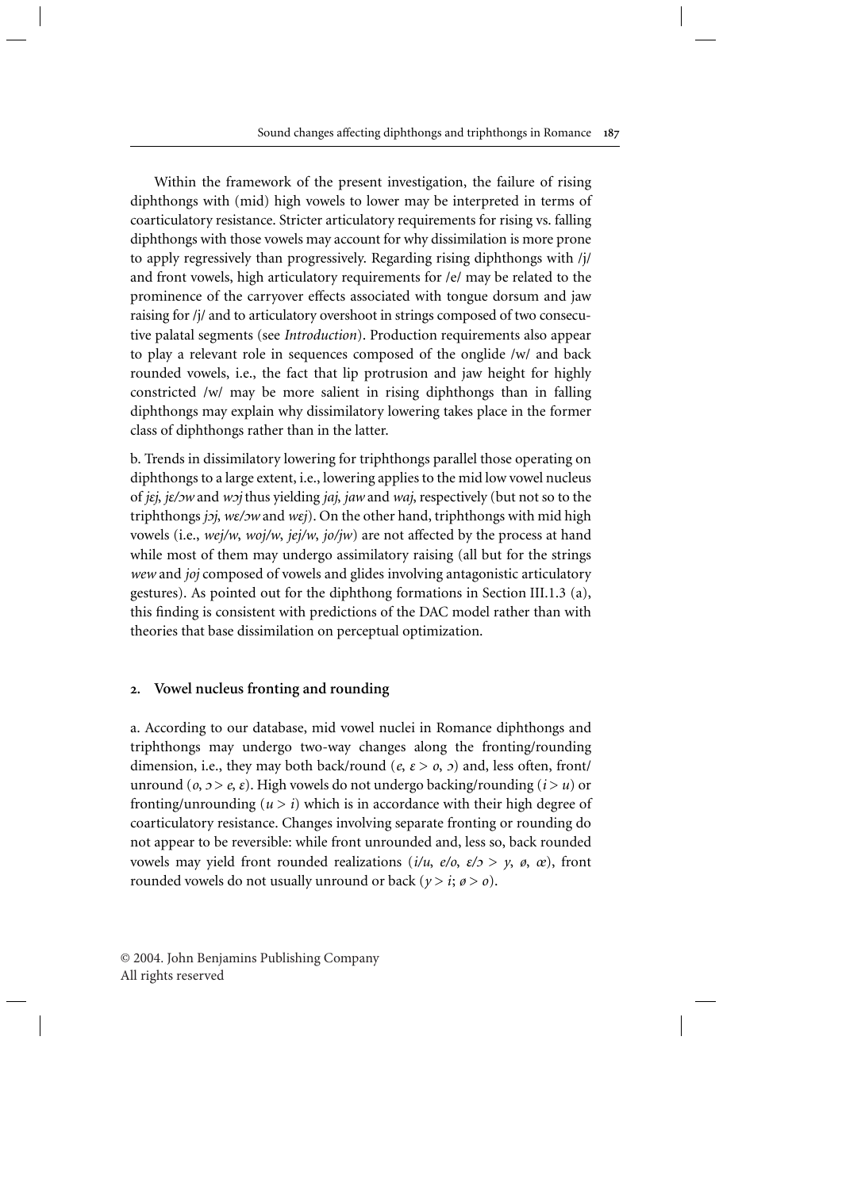Within the framework of the present investigation, the failure of rising diphthongs with (mid) high vowels to lower may be interpreted in terms of coarticulatory resistance. Stricter articulatory requirements for rising vs. falling diphthongs with those vowels may account for why dissimilation is more prone to apply regressively than progressively. Regarding rising diphthongs with /j/ and front vowels, high articulatory requirements for /e/ may be related to the prominence of the carryover effects associated with tongue dorsum and jaw raising for /j/ and to articulatory overshoot in strings composed of two consecutive palatal segments (see *Introduction*). Production requirements also appear to play a relevant role in sequences composed of the onglide /w/ and back rounded vowels, i.e., the fact that lip protrusion and jaw height for highly constricted /w/ may be more salient in rising diphthongs than in falling diphthongs may explain why dissimilatory lowering takes place in the former class of diphthongs rather than in the latter.

b. Trends in dissimilatory lowering for triphthongs parallel those operating on diphthongs to a large extent, i.e., lowering applies to the mid low vowel nucleus of *jɛj*, *jɛ/ɔw* and *wɔj* thus yielding *jaj*, *jaw* and *waj*, respectively (but not so to the triphthongs *jɔj*, *wɛ/ɔw* and *wɛj*). On the other hand, triphthongs with mid high vowels (i.e., *wej/w*, *woj/w*, *jej/w*, *jo/jw*) are not affected by the process at hand while most of them may undergo assimilatory raising (all but for the strings *wew* and *joj* composed of vowels and glides involving antagonistic articulatory gestures). As pointed out for the diphthong formations in Section III.1.3 (a), this finding is consistent with predictions of the DAC model rather than with theories that base dissimilation on perceptual optimization.

## 2. Vowel nucleus fronting and rounding

a. According to our database, mid vowel nuclei in Romance diphthongs and triphthongs may undergo two-way changes along the fronting/rounding dimension, i.e., they may both back/round (*e*, *ɛ* > *o*, *ɔ*) and, less often, front/unround (*o*, *ɔ* > *e*, *ɛ*). High vowels do not undergo backing/rounding (*i* > *u*) or fronting/unrounding (*u* > *i*) which is in accordance with their high degree of coarticulatory resistance. Changes involving separate fronting or rounding do not appear to be reversible: while front unrounded and, less so, back rounded vowels may yield front rounded realizations (*i/u*, *e/o*, *ɛ/ɔ* > *y*, *ø*, *œ*), front rounded vowels do not usually unround or back (*y* > *i*; *ø* > *o*).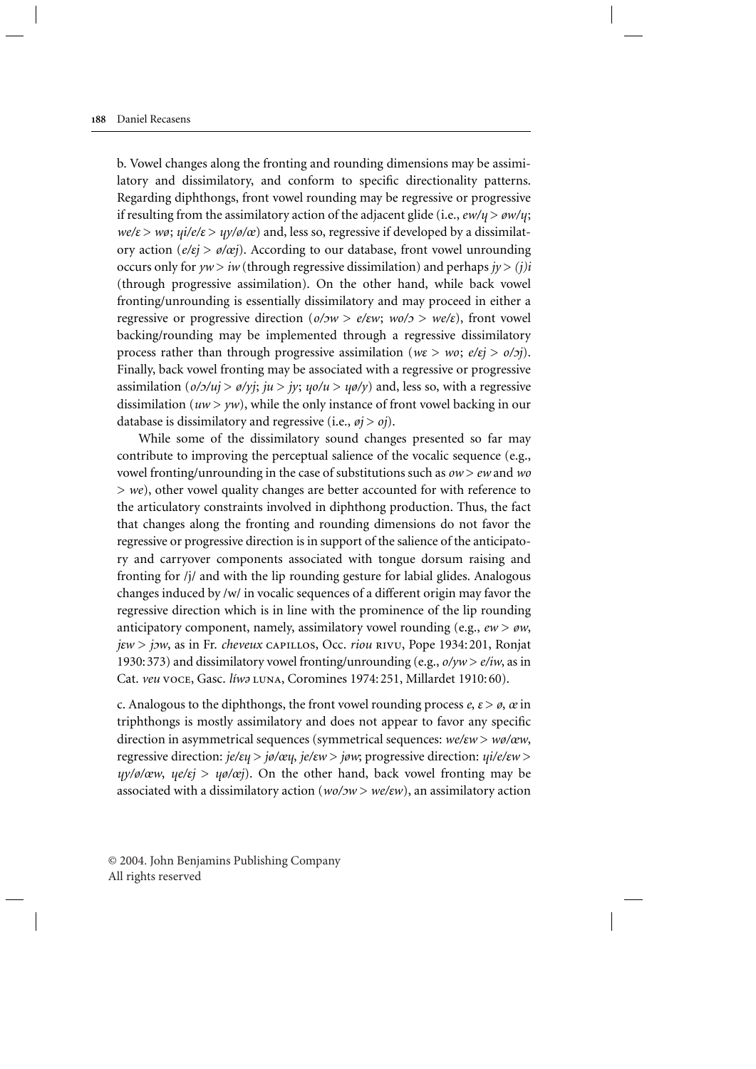b. Vowel changes along the fronting and rounding dimensions may be assimilatory and dissimilatory, and conform to specific directionality patterns. Regarding diphthongs, front vowel rounding may be regressive or progressive if resulting from the assimilatory action of the adjacent glide (i.e., *ew/ɥ > øw/ɥ*; *we/ɛ > wø*; *ɥi/e/ɛ > ɥy/ø/œ*) and, less so, regressive if developed by a dissimilatory action (*e/ɛj > ø/œj*). According to our database, front vowel unrounding occurs only for *yw > iw* (through regressive dissimilation) and perhaps *jy > (j)i* (through progressive assimilation). On the other hand, while back vowel fronting/unrounding is essentially dissimilatory and may proceed in either a regressive or progressive direction (*o/ɔw > e/ɛw*; *wo/ɔ > we/ɛ*), front vowel backing/rounding may be implemented through a regressive dissimilatory process rather than through progressive assimilation (*wɛ > wo*; *e/ɛj > o/ɔj*). Finally, back vowel fronting may be associated with a regressive or progressive assimilation (*o/ɔ/uj > ø/yj*; *ju > jy*; *ɥo/u > ɥø/y*) and, less so, with a regressive dissimilation (*uw > yw*), while the only instance of front vowel backing in our database is dissimilatory and regressive (i.e., *øj > oj*).

While some of the dissimilatory sound changes presented so far may contribute to improving the perceptual salience of the vocalic sequence (e.g., vowel fronting/unrounding in the case of substitutions such as *ow > ew* and *wo > we*), other vowel quality changes are better accounted for with reference to the articulatory constraints involved in diphthong production. Thus, the fact that changes along the fronting and rounding dimensions do not favor the regressive or progressive direction is in support of the salience of the anticipatory and carryover components associated with tongue dorsum raising and fronting for /j/ and with the lip rounding gesture for labial glides. Analogous changes induced by /w/ in vocalic sequences of a different origin may favor the regressive direction which is in line with the prominence of the lip rounding anticipatory component, namely, assimilatory vowel rounding (e.g., *ew > øw*, *jɛw > jɔw*, as in Fr. *cheveux* CAPILLOS, Occ. *riou* RIVU, Pope 1934: 201, Ronjat 1930: 373) and dissimilatory vowel fronting/unrounding (e.g., *o/yw > e/iw*, as in Cat. *veu* VOCE, Gasc. *líwə* LUNA, Coromines 1974: 251, Millardet 1910: 60).

c. Analogous to the diphthongs, the front vowel rounding process *e, ɛ > ø, œ* in triphthongs is mostly assimilatory and does not appear to favor any specific direction in asymmetrical sequences (symmetrical sequences: *we/ɛw > wø/œw*, regressive direction: *je/ɛɥ > jø/œɥ*, *je/ɛw > jøw*; progressive direction: *ɥi/e/ɛw > ɥy/ø/œw*, *ɥe/ɛj > ɥø/œj*). On the other hand, back vowel fronting may be associated with a dissimilatory action (*wo/ɔw > we/ɛw*), an assimilatory action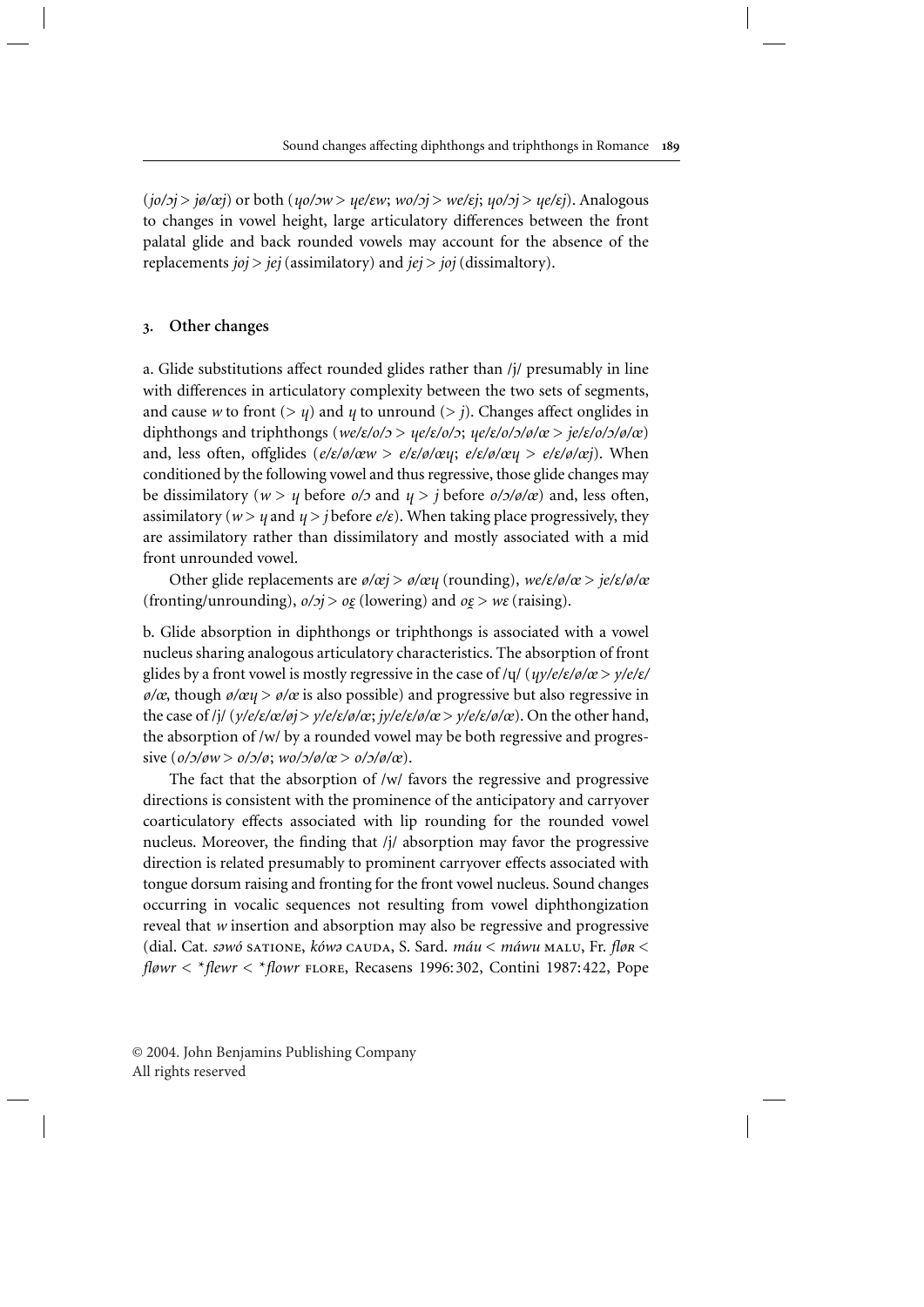(*jo/ɔj* > *jø/œj*) or both (*ɥo/ɔw* > *ɥe/ɛw*; *wo/ɔj* > *we/ɛj*; *ɥo/ɔj* > *ɥe/ɛj*). Analogous to changes in vowel height, large articulatory differences between the front palatal glide and back rounded vowels may account for the absence of the replacements *joj* > *jej* (assimilatory) and *jej* > *joj* (dissimaltory).

## 3. Other changes

a. Glide substitutions affect rounded glides rather than /j/ presumably in line with differences in articulatory complexity between the two sets of segments, and cause *w* to front (> *ɥ*) and *ɥ* to unround (> *j*). Changes affect onglides in diphthongs and triphthongs (*we/ɛ/o/ɔ* > *ɥe/ɛ/o/ɔ*; *ɥe/ɛ/o/ɔ/ø/œ* > *je/ɛ/o/ɔ/ø/œ*) and, less often, offglides (*e/ɛ/ø/œw* > *e/ɛ/ø/œɥ*; *e/ɛ/ø/œɥ* > *e/ɛ/ø/œj*). When conditioned by the following vowel and thus regressive, those glide changes may be dissimilatory (*w* > *ɥ* before *o/ɔ* and *ɥ* > *j* before *o/ɔ/ø/œ*) and, less often, assimilatory (*w* > *ɥ* and *ɥ* > *j* before *e/ɛ*). When taking place progressively, they are assimilatory rather than dissimilatory and mostly associated with a mid front unrounded vowel.

Other glide replacements are *ø/œj* > *ø/œɥ* (rounding), *we/ɛ/ø/œ* > *je/ɛ/ø/œ* (fronting/unrounding), *o/ɔj* > *oɛ̯* (lowering) and *oɛ̯* > *wɛ* (raising).

b. Glide absorption in diphthongs or triphthongs is associated with a vowel nucleus sharing analogous articulatory characteristics. The absorption of front glides by a front vowel is mostly regressive in the case of /ɥ/ (*ɥy/e/ɛ/ø/œ* > *y/e/ɛ/ø/œ*, though *ø/œɥ* > *ø/œ* is also possible) and progressive but also regressive in the case of /j/ (*y/e/ɛ/œ/øj* > *y/e/ɛ/ø/œ*; *jy/e/ɛ/ø/œ* > *y/e/ɛ/ø/œ*). On the other hand, the absorption of /w/ by a rounded vowel may be both regressive and progressive (*o/ɔ/øw* > *o/ɔ/ø*; *wo/ɔ/ø/œ* > *o/ɔ/ø/œ*).

The fact that the absorption of /w/ favors the regressive and progressive directions is consistent with the prominence of the anticipatory and carryover coarticulatory effects associated with lip rounding for the rounded vowel nucleus. Moreover, the finding that /j/ absorption may favor the progressive direction is related presumably to prominent carryover effects associated with tongue dorsum raising and fronting for the front vowel nucleus. Sound changes occurring in vocalic sequences not resulting from vowel diphthongization reveal that *w* insertion and absorption may also be regressive and progressive (dial. Cat. *səwó* SATIONE, *kówə* CAUDA, S. Sard. *máu* < *máwu* MALU, Fr. *fløʀ* < *fløwr* < *\*flewr* < *\*flowr* FLORE, Recasens 1996: 302, Contini 1987: 422, Pope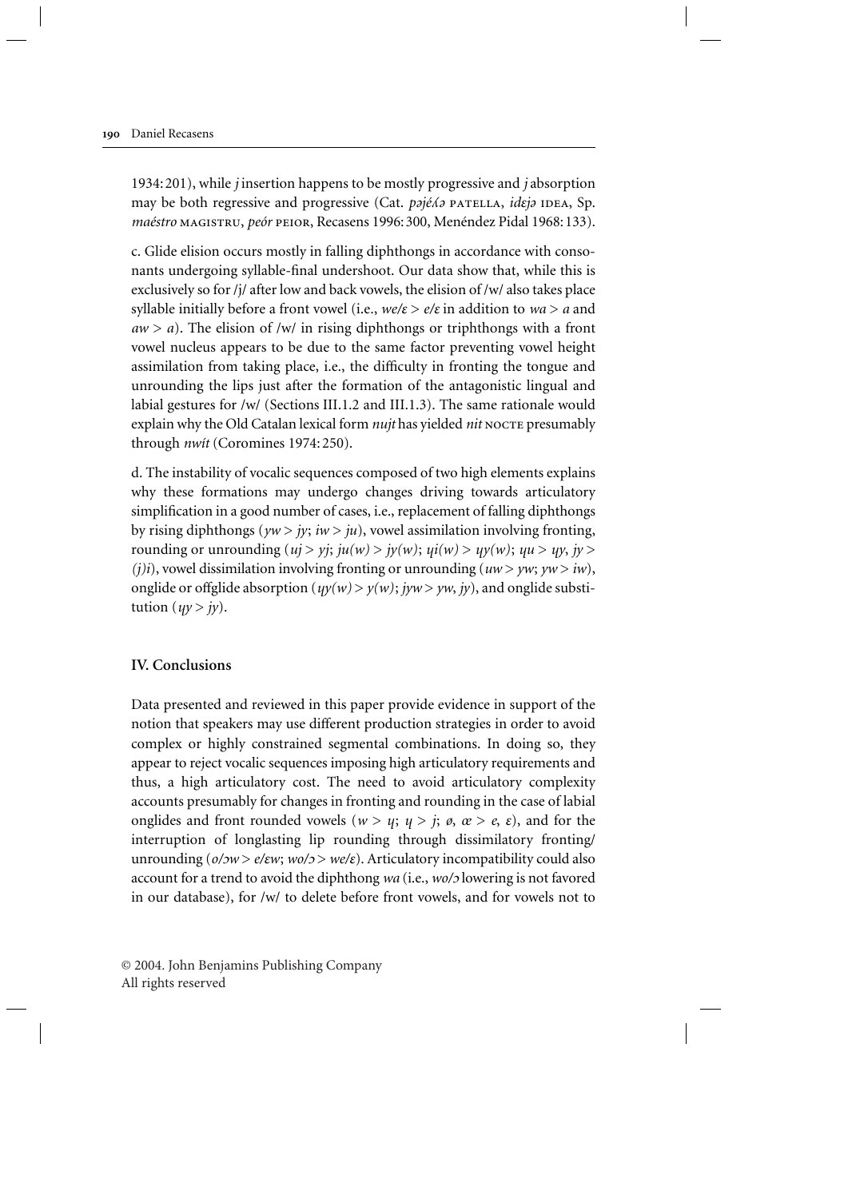1934: 201), while *j* insertion happens to be mostly progressive and *j* absorption may be both regressive and progressive (Cat. *pəjéʎə* PATELLA, *idɛjə* IDEA, Sp. *maéstro* MAGISTRU, *peór* PEIOR, Recasens 1996: 300, Menéndez Pidal 1968: 133).

c. Glide elision occurs mostly in falling diphthongs in accordance with consonants undergoing syllable-final undershoot. Our data show that, while this is exclusively so for /j/ after low and back vowels, the elision of /w/ also takes place syllable initially before a front vowel (i.e., *we/ɛ > e/ɛ* in addition to *wa > a* and *aw > a*). The elision of /w/ in rising diphthongs or triphthongs with a front vowel nucleus appears to be due to the same factor preventing vowel height assimilation from taking place, i.e., the difficulty in fronting the tongue and unrounding the lips just after the formation of the antagonistic lingual and labial gestures for /w/ (Sections III.1.2 and III.1.3). The same rationale would explain why the Old Catalan lexical form *nujt* has yielded *nit* NOCTE presumably through *nwít* (Coromines 1974: 250).

d. The instability of vocalic sequences composed of two high elements explains why these formations may undergo changes driving towards articulatory simplification in a good number of cases, i.e., replacement of falling diphthongs by rising diphthongs (*yw > jy*; *iw > ju*), vowel assimilation involving fronting, rounding or unrounding (*uj > yj*; *ju(w) > jy(w)*; *ɥi(w) > ɥy(w)*; *ɥu > ɥy*, *jy > (j)i*), vowel dissimilation involving fronting or unrounding (*uw > yw*; *yw > iw*), onglide or offglide absorption (*ɥy(w) > y(w)*; *jyw > yw*, *jy*), and onglide substitution (*ɥy > jy*).

## IV. Conclusions

Data presented and reviewed in this paper provide evidence in support of the notion that speakers may use different production strategies in order to avoid complex or highly constrained segmental combinations. In doing so, they appear to reject vocalic sequences imposing high articulatory requirements and thus, a high articulatory cost. The need to avoid articulatory complexity accounts presumably for changes in fronting and rounding in the case of labial onglides and front rounded vowels (*w > ɥ*; *ɥ > j*; *ø*, *œ > e*, *ɛ*), and for the interruption of longlasting lip rounding through dissimilatory fronting/unrounding (*o/ɔw > e/ɛw*; *wo/ɔ > we/ɛ*). Articulatory incompatibility could also account for a trend to avoid the diphthong *wa* (i.e., *wo/ɔ* lowering is not favored in our database), for /w/ to delete before front vowels, and for vowels not to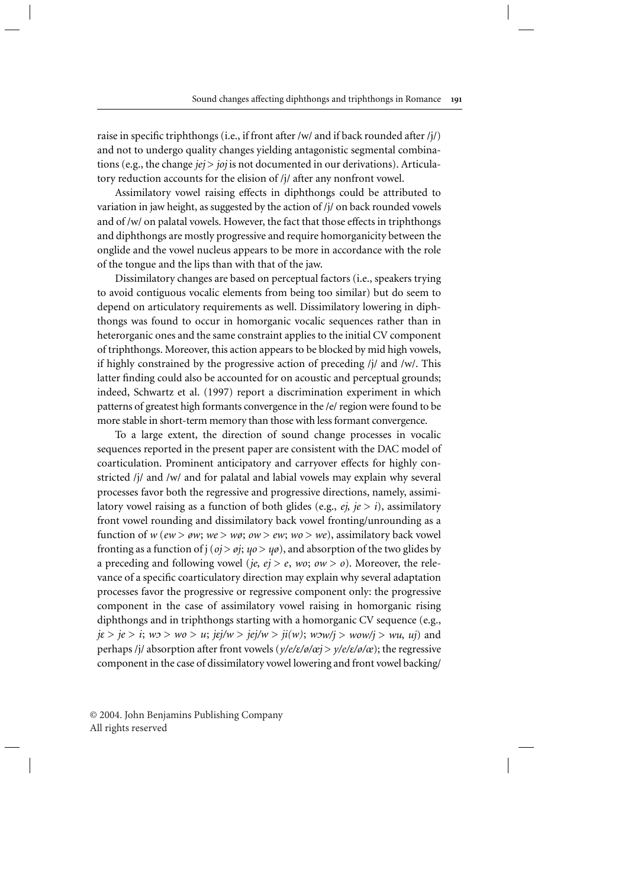raise in specific triphthongs (i.e., if front after /w/ and if back rounded after /j/) and not to undergo quality changes yielding antagonistic segmental combinations (e.g., the change *jej > joj* is not documented in our derivations). Articulatory reduction accounts for the elision of /j/ after any nonfront vowel.

Assimilatory vowel raising effects in diphthongs could be attributed to variation in jaw height, as suggested by the action of /j/ on back rounded vowels and of /w/ on palatal vowels. However, the fact that those effects in triphthongs and diphthongs are mostly progressive and require homorganicity between the onglide and the vowel nucleus appears to be more in accordance with the role of the tongue and the lips than with that of the jaw.

Dissimilatory changes are based on perceptual factors (i.e., speakers trying to avoid contiguous vocalic elements from being too similar) but do seem to depend on articulatory requirements as well. Dissimilatory lowering in diphthongs was found to occur in homorganic vocalic sequences rather than in heterorganic ones and the same constraint applies to the initial CV component of triphthongs. Moreover, this action appears to be blocked by mid high vowels, if highly constrained by the progressive action of preceding /j/ and /w/. This latter finding could also be accounted for on acoustic and perceptual grounds; indeed, Schwartz et al. (1997) report a discrimination experiment in which patterns of greatest high formants convergence in the /e/ region were found to be more stable in short-term memory than those with less formant convergence.

To a large extent, the direction of sound change processes in vocalic sequences reported in the present paper are consistent with the DAC model of coarticulation. Prominent anticipatory and carryover effects for highly constricted /j/ and /w/ and for palatal and labial vowels may explain why several processes favor both the regressive and progressive directions, namely, assimilatory vowel raising as a function of both glides (e.g., *ej, je > i*), assimilatory front vowel rounding and dissimilatory back vowel fronting/unrounding as a function of *w* (*ew > øw*; *we > wø*; *ow > ew*; *wo > we*), assimilatory back vowel fronting as a function of j (*oj > øj*; *ɥo > ɥø*), and absorption of the two glides by a preceding and following vowel (*je, ej > e*, *wo*; *ow > o*). Moreover, the relevance of a specific coarticulatory direction may explain why several adaptation processes favor the progressive or regressive component only: the progressive component in the case of assimilatory vowel raising in homorganic rising diphthongs and in triphthongs starting with a homorganic CV sequence (e.g., *jɛ > je > i*; *wɔ > wo > u*; *jɛj/w > jej/w > ji(w)*; *wɔw/j > wow/j > wu, uj*) and perhaps /j/ absorption after front vowels (*y/e/ɛ/ø/œj > y/e/ɛ/ø/œ*); the regressive component in the case of dissimilatory vowel lowering and front vowel backing/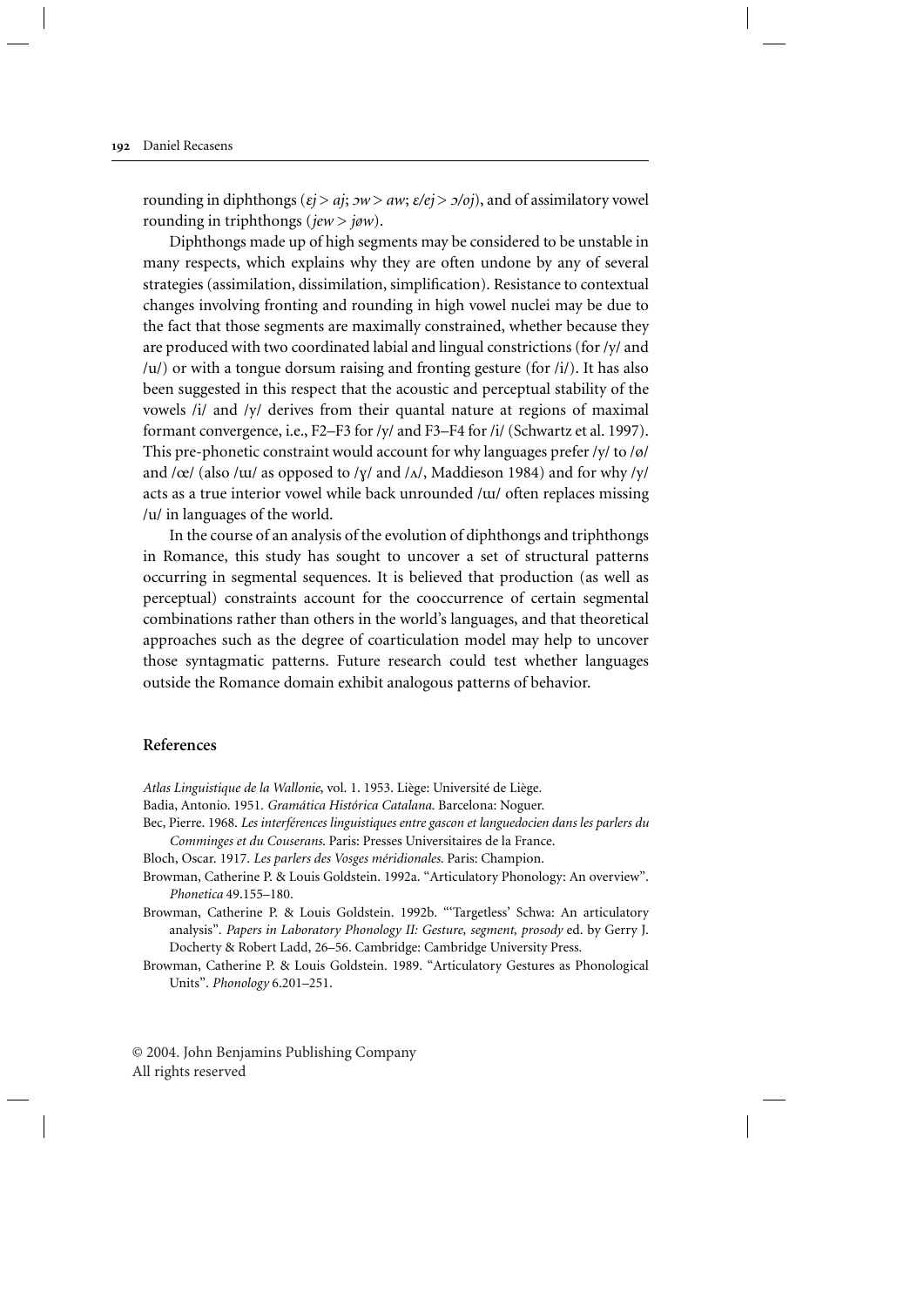rounding in diphthongs (*ɛj > aj*; *ɔw > aw*; *ɛ/ej > ɔ/oj*), and of assimilatory vowel rounding in triphthongs (*jew > jøw*).

Diphthongs made up of high segments may be considered to be unstable in many respects, which explains why they are often undone by any of several strategies (assimilation, dissimilation, simplification). Resistance to contextual changes involving fronting and rounding in high vowel nuclei may be due to the fact that those segments are maximally constrained, whether because they are produced with two coordinated labial and lingual constrictions (for /y/ and /u/) or with a tongue dorsum raising and fronting gesture (for /i/). It has also been suggested in this respect that the acoustic and perceptual stability of the vowels /i/ and /y/ derives from their quantal nature at regions of maximal formant convergence, i.e., F2–F3 for /y/ and F3–F4 for /i/ (Schwartz et al. 1997). This pre-phonetic constraint would account for why languages prefer /y/ to /ø/ and /œ/ (also /ɯ/ as opposed to /ɤ/ and /ʌ/, Maddieson 1984) and for why /y/ acts as a true interior vowel while back unrounded /ɯ/ often replaces missing /u/ in languages of the world.

In the course of an analysis of the evolution of diphthongs and triphthongs in Romance, this study has sought to uncover a set of structural patterns occurring in segmental sequences. It is believed that production (as well as perceptual) constraints account for the cooccurrence of certain segmental combinations rather than others in the world's languages, and that theoretical approaches such as the degree of coarticulation model may help to uncover those syntagmatic patterns. Future research could test whether languages outside the Romance domain exhibit analogous patterns of behavior.

## References

*Atlas Linguistique de la Wallonie*, vol. 1. 1953. Liège: Université de Liège.

Badia, Antonio. 1951. *Gramática Histórica Catalana*. Barcelona: Noguer.

Bec, Pierre. 1968. *Les interférences linguistiques entre gascon et languedocien dans les parlers du Comminges et du Couserans*. Paris: Presses Universitaires de la France.

Bloch, Oscar. 1917. *Les parlers des Vosges méridionales*. Paris: Champion.

Browman, Catherine P. & Louis Goldstein. 1992a. "Articulatory Phonology: An overview". *Phonetica* 49.155–180.

Browman, Catherine P. & Louis Goldstein. 1992b. "'Targetless' Schwa: An articulatory analysis". *Papers in Laboratory Phonology II: Gesture, segment, prosody* ed. by Gerry J. Docherty & Robert Ladd, 26–56. Cambridge: Cambridge University Press.

Browman, Catherine P. & Louis Goldstein. 1989. "Articulatory Gestures as Phonological Units". *Phonology* 6.201–251.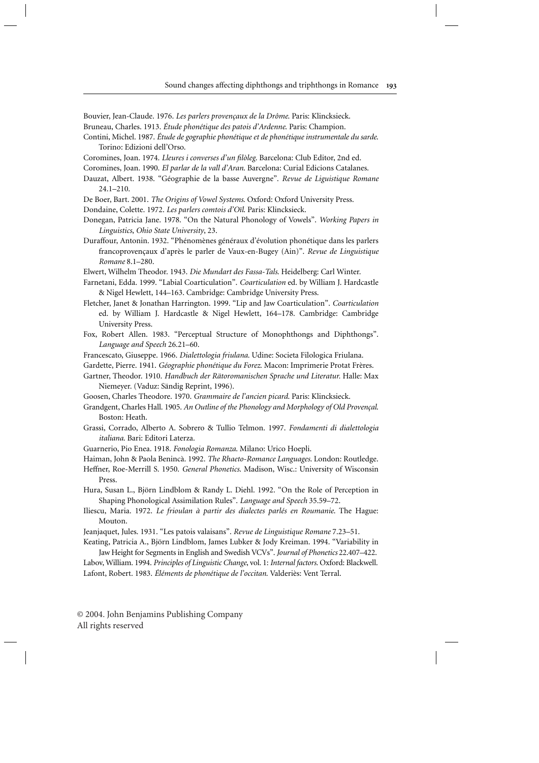Bouvier, Jean-Claude. 1976. *Les parlers provençaux de la Drôme*. Paris: Klincksieck.

Bruneau, Charles. 1913. *Étude phonétique des patois d'Ardenne*. Paris: Champion.

Contini, Michel. 1987. *Étude de gographie phonétique et de phonétique instrumentale du sarde*. Torino: Edizioni dell'Orso.

Coromines, Joan. 1974. *Lleures i converses d'un filòleg*. Barcelona: Club Editor, 2nd ed.

Coromines, Joan. 1990. *El parlar de la vall d'Aran*. Barcelona: Curial Edicions Catalanes.

Dauzat, Albert. 1938. "Géographie de la basse Auvergne". *Revue de Liguistique Romane* 24.1–210.

De Boer, Bart. 2001. *The Origins of Vowel Systems*. Oxford: Oxford University Press.

Dondaine, Colette. 1972. *Les parlers comtois d'Oïl*. Paris: Klincksieck.

Donegan, Patricia Jane. 1978. "On the Natural Phonology of Vowels". *Working Papers in Linguistics, Ohio State University*, 23.

Duraffour, Antonin. 1932. "Phénomènes généraux d'évolution phonétique dans les parlers francoprovençaux d'après le parler de Vaux-en-Bugey (Ain)". *Revue de Linguistique Romane* 8.1–280.

Elwert, Wilhelm Theodor. 1943. *Die Mundart des Fassa-Tals*. Heidelberg: Carl Winter.

Farnetani, Edda. 1999. "Labial Coarticulation". *Coarticulation* ed. by William J. Hardcastle & Nigel Hewlett, 144–163. Cambridge: Cambridge University Press.

Fletcher, Janet & Jonathan Harrington. 1999. "Lip and Jaw Coarticulation". *Coarticulation* ed. by William J. Hardcastle & Nigel Hewlett, 164–178. Cambridge: Cambridge University Press.

Fox, Robert Allen. 1983. "Perceptual Structure of Monophthongs and Diphthongs". *Language and Speech* 26.21–60.

Francescato, Giuseppe. 1966. *Dialettologia friulana*. Udine: Societa Filologica Friulana.

Gardette, Pierre. 1941. *Géographie phonétique du Forez*. Macon: Imprimerie Protat Frères.

Gartner, Theodor. 1910. *Handbuch der Rätoromanischen Sprache und Literatur*. Halle: Max Niemeyer. (Vaduz: Sändig Reprint, 1996).

Goosen, Charles Theodore. 1970. *Grammaire de l'ancien picard*. Paris: Klincksieck.

Grandgent, Charles Hall. 1905. *An Outline of the Phonology and Morphology of Old Provençal*. Boston: Heath.

Grassi, Corrado, Alberto A. Sobrero & Tullio Telmon. 1997. *Fondamenti di dialettologia italiana*. Bari: Editori Laterza.

Guarnerio, Pio Enea. 1918. *Fonologia Romanza*. Milano: Urico Hoepli.

Haiman, John & Paola Benincà. 1992. *The Rhaeto-Romance Languages*. London: Routledge.

Heffner, Roe-Merrill S. 1950. *General Phonetics*. Madison, Wisc.: University of Wisconsin Press.

Hura, Susan L., Björn Lindblom & Randy L. Diehl. 1992. "On the Role of Perception in Shaping Phonological Assimilation Rules". *Language and Speech* 35.59–72.

Iliescu, Maria. 1972. *Le frioulan à partir des dialectes parlés en Roumanie*. The Hague: Mouton.

Jeanjaquet, Jules. 1931. "Les patois valaisans". *Revue de Linguistique Romane* 7.23–51.

Keating, Patricia A., Björn Lindblom, James Lubker & Jody Kreiman. 1994. "Variability in Jaw Height for Segments in English and Swedish VCVs". *Journal of Phonetics* 22.407–422.

Labov, William. 1994. *Principles of Linguistic Change*, vol. 1: *Internal factors*. Oxford: Blackwell.

Lafont, Robert. 1983. *Éléments de phonétique de l'occitan*. Valderiès: Vent Terral.

© 2004. John Benjamins Publishing Company
All rights reserved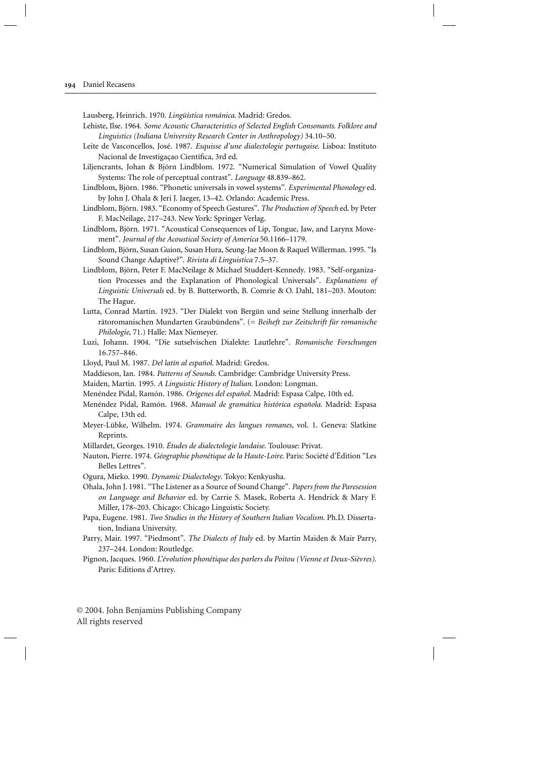Lausberg, Heinrich. 1970. *Lingüística románica*. Madrid: Gredos.

Lehiste, Ilse. 1964. *Some Acoustic Characteristics of Selected English Consonants. Folklore and Linguistics (Indiana University Research Center in Anthropology)* 34.10–50.

Leite de Vasconcellos, José. 1987. *Esquisse d'une dialectologie portugaise*. Lisboa: Instituto Nacional de Investigaçao Científica, 3rd ed.

Liljencrants, Johan & Björn Lindblom. 1972. "Numerical Simulation of Vowel Quality Systems: The role of perceptual contrast". *Language* 48.839–862.

Lindblom, Björn. 1986. "Phonetic universals in vowel systems". *Experimental Phonology* ed. by John J. Ohala & Jeri J. Jaeger, 13–42. Orlando: Academic Press.

Lindblom, Björn. 1983. "Economy of Speech Gestures". *The Production of Speech* ed. by Peter F. MacNeilage, 217–243. New York: Springer Verlag.

Lindblom, Björn. 1971. "Acoustical Consequences of Lip, Tongue, Jaw, and Larynx Movement". *Journal of the Acoustical Society of America* 50.1166–1179.

Lindblom, Björn, Susan Guion, Susan Hura, Seung-Jae Moon & Raquel Willerman. 1995. "Is Sound Change Adaptive?". *Rivista di Linguistica* 7.5–37.

Lindblom, Björn, Peter F. MacNeilage & Michael Studdert-Kennedy. 1983. "Self-organization Processes and the Explanation of Phonological Universals". *Explanations of Linguistic Universals* ed. by B. Butterworth, B. Comrie & O. Dahl, 181–203. Mouton: The Hague.

Lutta, Conrad Martin. 1923. "Der Dialekt von Bergün und seine Stellung innerhalb der rätoromanischen Mundarten Graubündens". (= *Beiheft zur Zeitschrift für romanische Philologie*, 71.) Halle: Max Niemeyer.

Luzi, Johann. 1904. "Die sutselvischen Dialekte: Lautlehre". *Romanische Forschungen* 16.757–846.

Lloyd, Paul M. 1987. *Del latín al español*. Madrid: Gredos.

Maddieson, Ian. 1984. *Patterns of Sounds*. Cambridge: Cambridge University Press.

Maiden, Martin. 1995. *A Linguistic History of Italian*. London: Longman.

Menéndez Pidal, Ramón. 1986. *Orígenes del español*. Madrid: Espasa Calpe, 10th ed.

Menéndez Pidal, Ramón. 1968. *Manual de gramática histórica española*. Madrid: Espasa Calpe, 13th ed.

Meyer-Lübke, Wilhelm. 1974. *Grammaire des langues romanes*, vol. 1. Geneva: Slatkine Reprints.

Millardet, Georges. 1910. *Études de dialectologie landaise*. Toulouse: Privat.

Nauton, Pierre. 1974. *Géographie phonétique de la Haute-Loire*. Paris: Société d'Édition "Les Belles Lettres".

Ogura, Mieko. 1990. *Dynamic Dialectology*. Tokyo: Kenkyusha.

Ohala, John J. 1981. "The Listener as a Source of Sound Change". *Papers from the Paresession on Language and Behavior* ed. by Carrie S. Masek, Roberta A. Hendrick & Mary F. Miller, 178–203. Chicago: Chicago Linguistic Society.

Papa, Eugene. 1981. *Two Studies in the History of Southern Italian Vocalism*. Ph.D. Dissertation, Indiana University.

Parry, Mair. 1997. "Piedmont". *The Dialects of Italy* ed. by Martin Maiden & Mair Parry, 237–244. London: Routledge.

Pignon, Jacques. 1960. *L'évolution phonétique des parlers du Poitou (Vienne et Deux-Sièvres)*. Paris: Editions d'Artrey.

© 2004. John Benjamins Publishing Company
All rights reserved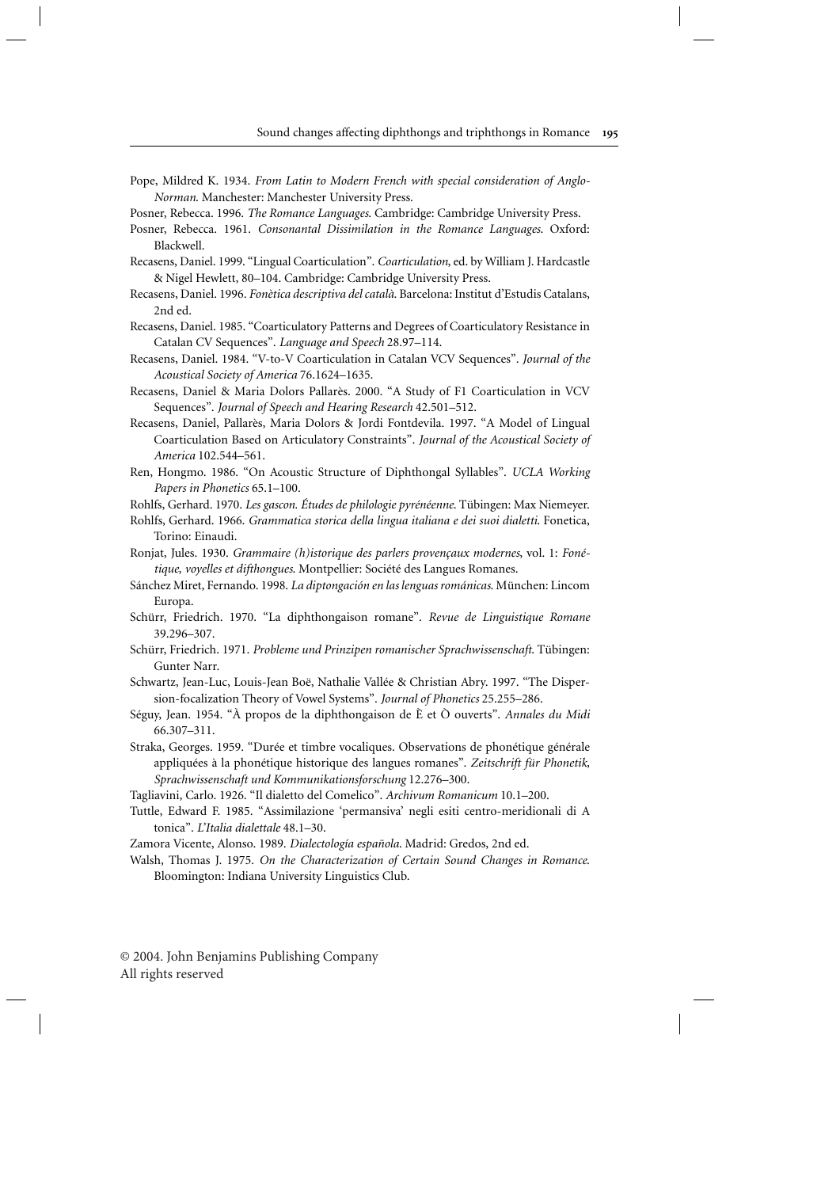Pope, Mildred K. 1934. *From Latin to Modern French with special consideration of Anglo-Norman*. Manchester: Manchester University Press.

Posner, Rebecca. 1996. *The Romance Languages*. Cambridge: Cambridge University Press.

Posner, Rebecca. 1961. *Consonantal Dissimilation in the Romance Languages*. Oxford: Blackwell.

Recasens, Daniel. 1999. "Lingual Coarticulation". *Coarticulation*, ed. by William J. Hardcastle & Nigel Hewlett, 80–104. Cambridge: Cambridge University Press.

Recasens, Daniel. 1996. *Fonètica descriptiva del català*. Barcelona: Institut d'Estudis Catalans, 2nd ed.

Recasens, Daniel. 1985. "Coarticulatory Patterns and Degrees of Coarticulatory Resistance in Catalan CV Sequences". *Language and Speech* 28.97–114.

Recasens, Daniel. 1984. "V-to-V Coarticulation in Catalan VCV Sequences". *Journal of the Acoustical Society of America* 76.1624–1635.

Recasens, Daniel & Maria Dolors Pallarès. 2000. "A Study of F1 Coarticulation in VCV Sequences". *Journal of Speech and Hearing Research* 42.501–512.

Recasens, Daniel, Pallarès, Maria Dolors & Jordi Fontdevila. 1997. "A Model of Lingual Coarticulation Based on Articulatory Constraints". *Journal of the Acoustical Society of America* 102.544–561.

Ren, Hongmo. 1986. "On Acoustic Structure of Diphthongal Syllables". *UCLA Working Papers in Phonetics* 65.1–100.

Rohlfs, Gerhard. 1970. *Les gascon. Études de philologie pyrénéenne*. Tübingen: Max Niemeyer.

Rohlfs, Gerhard. 1966. *Grammatica storica della lingua italiana e dei suoi dialetti*. Fonetica, Torino: Einaudi.

Ronjat, Jules. 1930. *Grammaire (h)istorique des parlers provençaux modernes*, vol. 1: *Fonétique, voyelles et difthongues*. Montpellier: Société des Langues Romanes.

Sánchez Miret, Fernando. 1998. *La diptongación en las lenguas románicas*. München: Lincom Europa.

Schürr, Friedrich. 1970. "La diphthongaison romane". *Revue de Linguistique Romane* 39.296–307.

Schürr, Friedrich. 1971. *Probleme und Prinzipen romanischer Sprachwissenschaft*. Tübingen: Gunter Narr.

Schwartz, Jean-Luc, Louis-Jean Boë, Nathalie Vallée & Christian Abry. 1997. "The Dispersion-focalization Theory of Vowel Systems". *Journal of Phonetics* 25.255–286.

Séguy, Jean. 1954. "À propos de la diphthongaison de È et Ò ouverts". *Annales du Midi* 66.307–311.

Straka, Georges. 1959. "Durée et timbre vocaliques. Observations de phonétique générale appliquées à la phonétique historique des langues romanes". *Zeitschrift für Phonetik, Sprachwissenschaft und Kommunikationsforschung* 12.276–300.

Tagliavini, Carlo. 1926. "Il dialetto del Comelico". *Archivum Romanicum* 10.1–200.

Tuttle, Edward F. 1985. "Assimilazione 'permansiva' negli esiti centro-meridionali di A tonica". *L'Italia dialettale* 48.1–30.

Zamora Vicente, Alonso. 1989. *Dialectología española*. Madrid: Gredos, 2nd ed.

Walsh, Thomas J. 1975. *On the Characterization of Certain Sound Changes in Romance*. Bloomington: Indiana University Linguistics Club.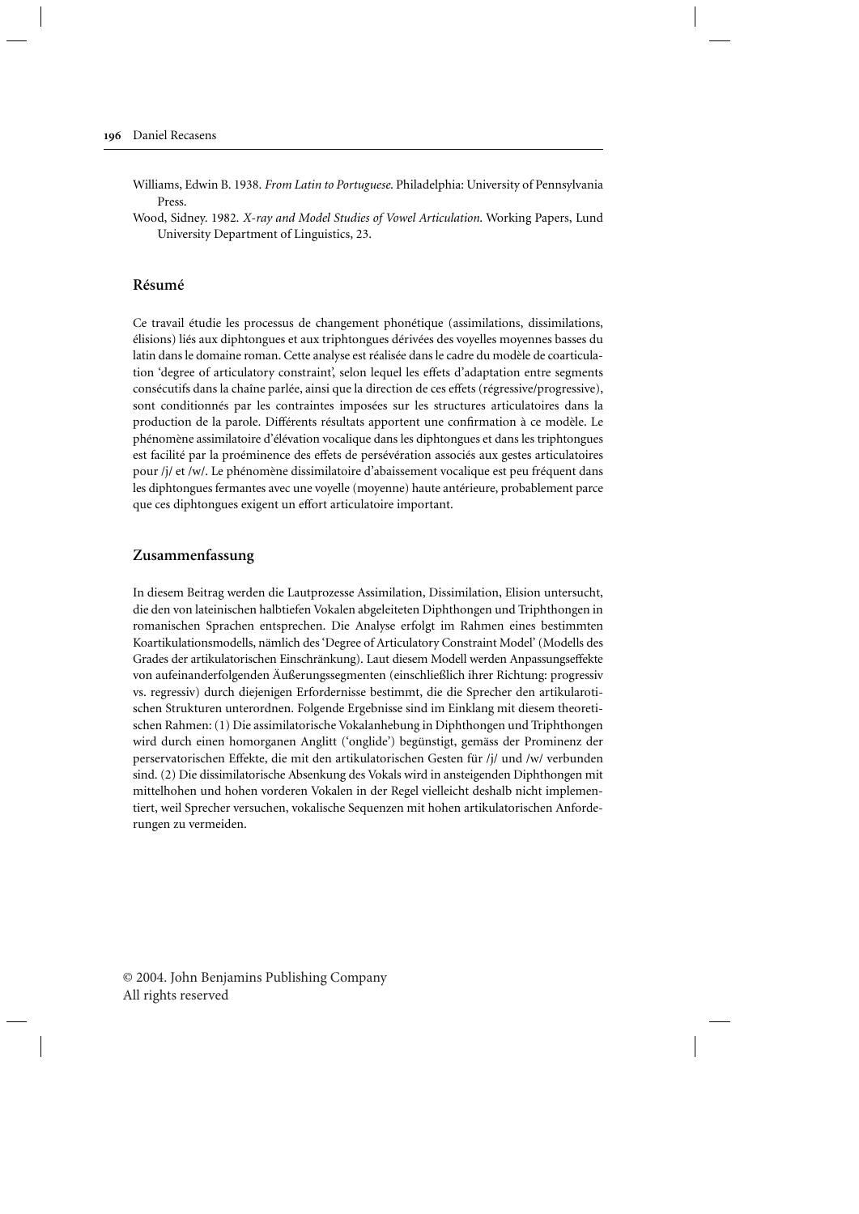Williams, Edwin B. 1938. *From Latin to Portuguese*. Philadelphia: University of Pennsylvania Press.

Wood, Sidney. 1982. *X-ray and Model Studies of Vowel Articulation*. Working Papers, Lund University Department of Linguistics, 23.

## Résumé

Ce travail étudie les processus de changement phonétique (assimilations, dissimilations, élisions) liés aux diphtongues et aux triphtongues dérivées des voyelles moyennes basses du latin dans le domaine roman. Cette analyse est réalisée dans le cadre du modèle de coarticulation 'degree of articulatory constraint', selon lequel les effets d'adaptation entre segments consécutifs dans la chaîne parlée, ainsi que la direction de ces effets (régressive/progressive), sont conditionnés par les contraintes imposées sur les structures articulatoires dans la production de la parole. Différents résultats apportent une confirmation à ce modèle. Le phénomène assimilatoire d'élévation vocalique dans les diphtongues et dans les triphtongues est facilité par la proéminence des effets de persévération associés aux gestes articulatoires pour /j/ et /w/. Le phénomène dissimilatoire d'abaissement vocalique est peu fréquent dans les diphtongues fermantes avec une voyelle (moyenne) haute antérieure, probablement parce que ces diphtongues exigent un effort articulatoire important.

## Zusammenfassung

In diesem Beitrag werden die Lautprozesse Assimilation, Dissimilation, Elision untersucht, die den von lateinischen halbtiefen Vokalen abgeleiteten Diphthongen und Triphthongen in romanischen Sprachen entsprechen. Die Analyse erfolgt im Rahmen eines bestimmten Koartikulationsmodells, nämlich des 'Degree of Articulatory Constraint Model' (Modells des Grades der artikulatorischen Einschränkung). Laut diesem Modell werden Anpassungseffekte von aufeinanderfolgenden Äußerungssegmenten (einschließlich ihrer Richtung: progressiv vs. regressiv) durch diejenigen Erfordernisse bestimmt, die die Sprecher den artikularotischen Strukturen unterordnen. Folgende Ergebnisse sind im Einklang mit diesem theoretischen Rahmen: (1) Die assimilatorische Vokalanhebung in Diphthongen und Triphthongen wird durch einen homorganen Anglitt ('onglide') begünstigt, gemäss der Prominenz der perservatorischen Effekte, die mit den artikulatorischen Gesten für /j/ und /w/ verbunden sind. (2) Die dissimilatorische Absenkung des Vokals wird in ansteigenden Diphthongen mit mittelhohen und hohen vorderen Vokalen in der Regel vielleicht deshalb nicht implementiert, weil Sprecher versuchen, vokalische Sequenzen mit hohen artikulatorischen Anforderungen zu vermeiden.

© 2004. John Benjamins Publishing Company
All rights reserved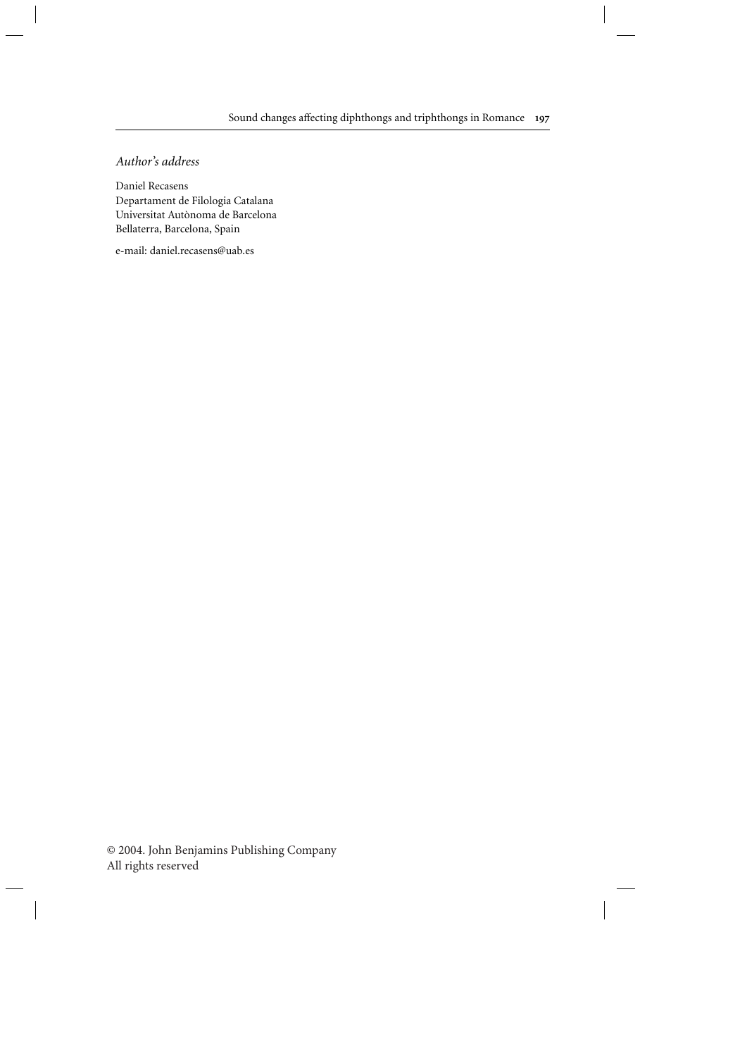*Author's address*

Daniel Recasens
Departament de Filologia Catalana
Universitat Autònoma de Barcelona
Bellaterra, Barcelona, Spain

e-mail: daniel.recasens@uab.es

© 2004. John Benjamins Publishing Company
All rights reserved